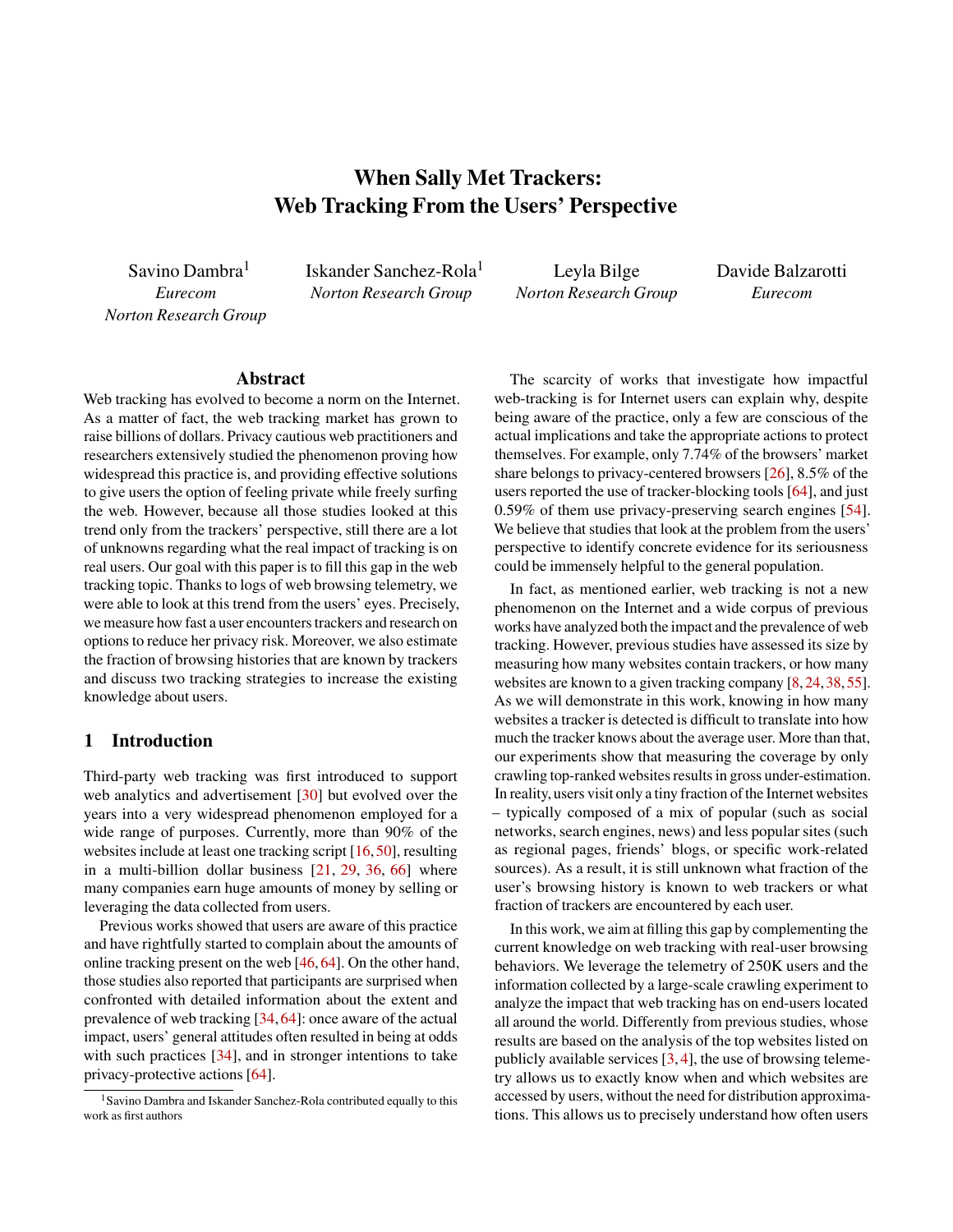# When Sally Met Trackers: Web Tracking From the Users' Perspective

Savino Dambra[1]
*Eurecom*
*Norton Research Group*

Iskander Sanchez-Rola[1]
*Norton Research Group*

Leyla Bilge
*Norton Research Group*

Davide Balzarotti
*Eurecom*

## Abstract

Web tracking has evolved to become a norm on the Internet. As a matter of fact, the web tracking market has grown to raise billions of dollars. Privacy cautious web practitioners and researchers extensively studied the phenomenon proving how widespread this practice is, and providing effective solutions to give users the option of feeling private while freely surfing the web. However, because all those studies looked at this trend only from the trackers' perspective, still there are a lot of unknowns regarding what the real impact of tracking is on real users. Our goal with this paper is to fill this gap in the web tracking topic. Thanks to logs of web browsing telemetry, we were able to look at this trend from the users' eyes. Precisely, we measure how fast a user encounters trackers and research on options to reduce her privacy risk. Moreover, we also estimate the fraction of browsing histories that are known by trackers and discuss two tracking strategies to increase the existing knowledge about users.

## 1 Introduction

Third-party web tracking was first introduced to support web analytics and advertisement [30] but evolved over the years into a very widespread phenomenon employed for a wide range of purposes. Currently, more than 90% of the websites include at least one tracking script [16, 50], resulting in a multi-billion dollar business [21, 29, 36, 66] where many companies earn huge amounts of money by selling or leveraging the data collected from users.

Previous works showed that users are aware of this practice and have rightfully started to complain about the amounts of online tracking present on the web [46, 64]. On the other hand, those studies also reported that participants are surprised when confronted with detailed information about the extent and prevalence of web tracking [34, 64]: once aware of the actual impact, users' general attitudes often resulted in being at odds with such practices [34], and in stronger intentions to take privacy-protective actions [64].

The scarcity of works that investigate how impactful web-tracking is for Internet users can explain why, despite being aware of the practice, only a few are conscious of the actual implications and take the appropriate actions to protect themselves. For example, only 7.74% of the browsers' market share belongs to privacy-centered browsers [26], 8.5% of the users reported the use of tracker-blocking tools [64], and just 0.59% of them use privacy-preserving search engines [54]. We believe that studies that look at the problem from the users' perspective to identify concrete evidence for its seriousness could be immensely helpful to the general population.

In fact, as mentioned earlier, web tracking is not a new phenomenon on the Internet and a wide corpus of previous works have analyzed both the impact and the prevalence of web tracking. However, previous studies have assessed its size by measuring how many websites contain trackers, or how many websites are known to a given tracking company [8, 24, 38, 55]. As we will demonstrate in this work, knowing in how many websites a tracker is detected is difficult to translate into how much the tracker knows about the average user. More than that, our experiments show that measuring the coverage by only crawling top-ranked websites results in gross under-estimation. In reality, users visit only a tiny fraction of the Internet websites – typically composed of a mix of popular (such as social networks, search engines, news) and less popular sites (such as regional pages, friends' blogs, or specific work-related sources). As a result, it is still unknown what fraction of the user's browsing history is known to web trackers or what fraction of trackers are encountered by each user.

In this work, we aim at filling this gap by complementing the current knowledge on web tracking with real-user browsing behaviors. We leverage the telemetry of 250K users and the information collected by a large-scale crawling experiment to analyze the impact that web tracking has on end-users located all around the world. Differently from previous studies, whose results are based on the analysis of the top websites listed on publicly available services [3, 4], the use of browsing telemetry allows us to exactly know when and which websites are accessed by users, without the need for distribution approximations. This allows us to precisely understand how often users

[1] Savino Dambra and Iskander Sanchez-Rola contributed equally to this work as first authors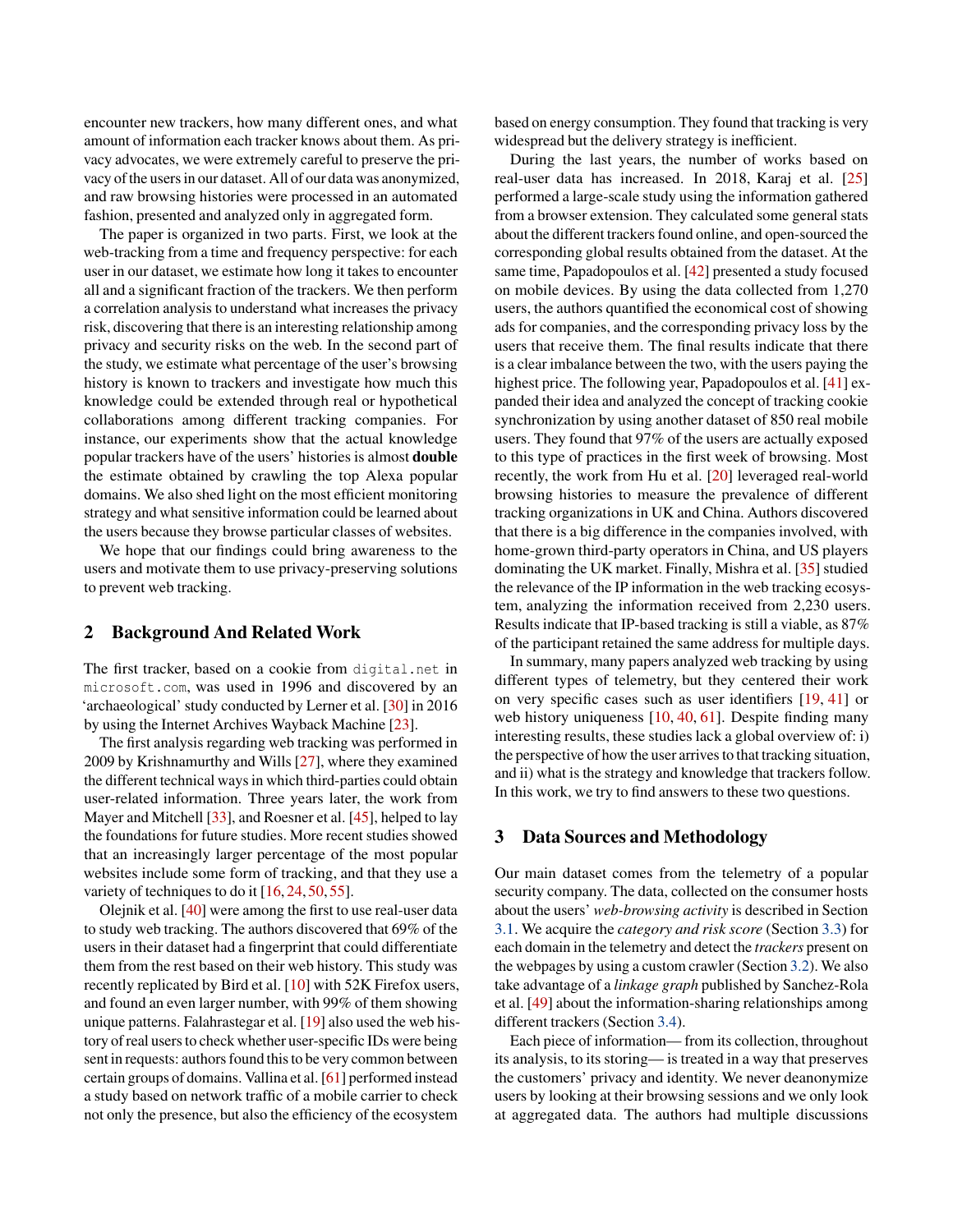encounter new trackers, how many different ones, and what amount of information each tracker knows about them. As privacy advocates, we were extremely careful to preserve the privacy of the users in our dataset. All of our data was anonymized, and raw browsing histories were processed in an automated fashion, presented and analyzed only in aggregated form.

The paper is organized in two parts. First, we look at the web-tracking from a time and frequency perspective: for each user in our dataset, we estimate how long it takes to encounter all and a significant fraction of the trackers. We then perform a correlation analysis to understand what increases the privacy risk, discovering that there is an interesting relationship among privacy and security risks on the web. In the second part of the study, we estimate what percentage of the user's browsing history is known to trackers and investigate how much this knowledge could be extended through real or hypothetical collaborations among different tracking companies. For instance, our experiments show that the actual knowledge popular trackers have of the users' histories is almost **double** the estimate obtained by crawling the top Alexa popular domains. We also shed light on the most efficient monitoring strategy and what sensitive information could be learned about the users because they browse particular classes of websites.

We hope that our findings could bring awareness to the users and motivate them to use privacy-preserving solutions to prevent web tracking.

## 2 Background And Related Work

The first tracker, based on a cookie from `digital.net` in `microsoft.com`, was used in 1996 and discovered by an 'archaeological' study conducted by Lerner et al. [30] in 2016 by using the Internet Archives Wayback Machine [23].

The first analysis regarding web tracking was performed in 2009 by Krishnamurthy and Wills [27], where they examined the different technical ways in which third-parties could obtain user-related information. Three years later, the work from Mayer and Mitchell [33], and Roesner et al. [45], helped to lay the foundations for future studies. More recent studies showed that an increasingly larger percentage of the most popular websites include some form of tracking, and that they use a variety of techniques to do it [16, 24, 50, 55].

Olejnik et al. [40] were among the first to use real-user data to study web tracking. The authors discovered that 69% of the users in their dataset had a fingerprint that could differentiate them from the rest based on their web history. This study was recently replicated by Bird et al. [10] with 52K Firefox users, and found an even larger number, with 99% of them showing unique patterns. Falahrastegar et al. [19] also used the web history of real users to check whether user-specific IDs were being sent in requests: authors found this to be very common between certain groups of domains. Vallina et al. [61] performed instead a study based on network traffic of a mobile carrier to check not only the presence, but also the efficiency of the ecosystem based on energy consumption. They found that tracking is very widespread but the delivery strategy is inefficient.

During the last years, the number of works based on real-user data has increased. In 2018, Karaj et al. [25] performed a large-scale study using the information gathered from a browser extension. They calculated some general stats about the different trackers found online, and open-sourced the corresponding global results obtained from the dataset. At the same time, Papadopoulos et al. [42] presented a study focused on mobile devices. By using the data collected from 1,270 users, the authors quantified the economical cost of showing ads for companies, and the corresponding privacy loss by the users that receive them. The final results indicate that there is a clear imbalance between the two, with the users paying the highest price. The following year, Papadopoulos et al. [41] expanded their idea and analyzed the concept of tracking cookie synchronization by using another dataset of 850 real mobile users. They found that 97% of the users are actually exposed to this type of practices in the first week of browsing. Most recently, the work from Hu et al. [20] leveraged real-world browsing histories to measure the prevalence of different tracking organizations in UK and China. Authors discovered that there is a big difference in the companies involved, with home-grown third-party operators in China, and US players dominating the UK market. Finally, Mishra et al. [35] studied the relevance of the IP information in the web tracking ecosystem, analyzing the information received from 2,230 users. Results indicate that IP-based tracking is still a viable, as 87% of the participant retained the same address for multiple days.

In summary, many papers analyzed web tracking by using different types of telemetry, but they centered their work on very specific cases such as user identifiers [19, 41] or web history uniqueness [10, 40, 61]. Despite finding many interesting results, these studies lack a global overview of: i) the perspective of how the user arrives to that tracking situation, and ii) what is the strategy and knowledge that trackers follow. In this work, we try to find answers to these two questions.

## 3 Data Sources and Methodology

Our main dataset comes from the telemetry of a popular security company. The data, collected on the consumer hosts about the users' *web-browsing activity* is described in Section 3.1. We acquire the *category and risk score* (Section 3.3) for each domain in the telemetry and detect the *trackers* present on the webpages by using a custom crawler (Section 3.2). We also take advantage of a *linkage graph* published by Sanchez-Rola et al. [49] about the information-sharing relationships among different trackers (Section 3.4).

Each piece of information— from its collection, throughout its analysis, to its storing— is treated in a way that preserves the customers' privacy and identity. We never deanonymize users by looking at their browsing sessions and we only look at aggregated data. The authors had multiple discussions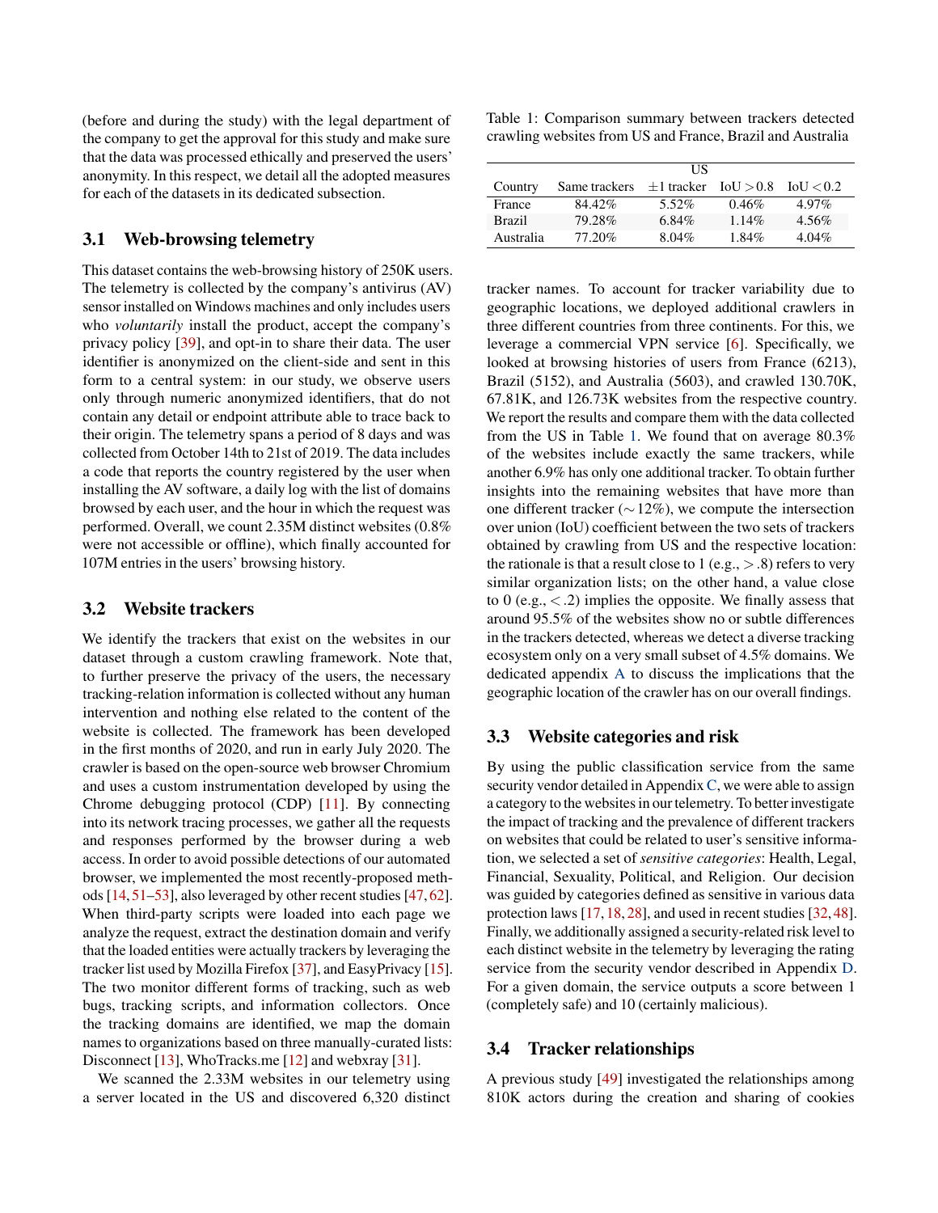(before and during the study) with the legal department of the company to get the approval for this study and make sure that the data was processed ethically and preserved the users' anonymity. In this respect, we detail all the adopted measures for each of the datasets in its dedicated subsection.

## 3.1 Web-browsing telemetry

This dataset contains the web-browsing history of 250K users. The telemetry is collected by the company's antivirus (AV) sensor installed on Windows machines and only includes users who *voluntarily* install the product, accept the company's privacy policy [39], and opt-in to share their data. The user identifier is anonymized on the client-side and sent in this form to a central system: in our study, we observe users only through numeric anonymized identifiers, that do not contain any detail or endpoint attribute able to trace back to their origin. The telemetry spans a period of 8 days and was collected from October 14th to 21st of 2019. The data includes a code that reports the country registered by the user when installing the AV software, a daily log with the list of domains browsed by each user, and the hour in which the request was performed. Overall, we count 2.35M distinct websites (0.8% were not accessible or offline), which finally accounted for 107M entries in the users' browsing history.

## 3.2 Website trackers

We identify the trackers that exist on the websites in our dataset through a custom crawling framework. Note that, to further preserve the privacy of the users, the necessary tracking-relation information is collected without any human intervention and nothing else related to the content of the website is collected. The framework has been developed in the first months of 2020, and run in early July 2020. The crawler is based on the open-source web browser Chromium and uses a custom instrumentation developed by using the Chrome debugging protocol (CDP) [11]. By connecting into its network tracing processes, we gather all the requests and responses performed by the browser during a web access. In order to avoid possible detections of our automated browser, we implemented the most recently-proposed methods [14, 51–53], also leveraged by other recent studies [47, 62]. When third-party scripts were loaded into each page we analyze the request, extract the destination domain and verify that the loaded entities were actually trackers by leveraging the tracker list used by Mozilla Firefox [37], and EasyPrivacy [15]. The two monitor different forms of tracking, such as web bugs, tracking scripts, and information collectors. Once the tracking domains are identified, we map the domain names to organizations based on three manually-curated lists: Disconnect [13], WhoTracks.me [12] and webxray [31].

We scanned the 2.33M websites in our telemetry using a server located in the US and discovered 6,320 distinct tracker names. To account for tracker variability due to geographic locations, we deployed additional crawlers in three different countries from three continents. For this, we leverage a commercial VPN service [6]. Specifically, we looked at browsing histories of users from France (6213), Brazil (5152), and Australia (5603), and crawled 130.70K, 67.81K, and 126.73K websites from the respective country. We report the results and compare them with the data collected from the US in Table 1. We found that on average 80.3% of the websites include exactly the same trackers, while another 6.9% has only one additional tracker. To obtain further insights into the remaining websites that have more than one different tracker (∼12%), we compute the intersection over union (IoU) coefficient between the two sets of trackers obtained by crawling from US and the respective location: the rationale is that a result close to 1 (e.g., $> .8$) refers to very similar organization lists; on the other hand, a value close to 0 (e.g., $< .2$) implies the opposite. We finally assess that around 95.5% of the websites show no or subtle differences in the trackers detected, whereas we detect a diverse tracking ecosystem only on a very small subset of 4.5% domains. We dedicated appendix A to discuss the implications that the geographic location of the crawler has on our overall findings.

Table 1: Comparison summary between trackers detected crawling websites from US and France, Brazil and Australia

| | US | | | |
|---|---|---|---|---|
| Country | Same trackers | ±1 tracker | IoU $> 0.8$ | IoU $< 0.2$ |
| France | 84.42% | 5.52% | 0.46% | 4.97% |
| Brazil | 79.28% | 6.84% | 1.14% | 4.56% |
| Australia | 77.20% | 8.04% | 1.84% | 4.04% |

## 3.3 Website categories and risk

By using the public classification service from the same security vendor detailed in Appendix C, we were able to assign a category to the websites in our telemetry. To better investigate the impact of tracking and the prevalence of different trackers on websites that could be related to user's sensitive information, we selected a set of *sensitive categories*: Health, Legal, Financial, Sexuality, Political, and Religion. Our decision was guided by categories defined as sensitive in various data protection laws [17, 18, 28], and used in recent studies [32, 48]. Finally, we additionally assigned a security-related risk level to each distinct website in the telemetry by leveraging the rating service from the security vendor described in Appendix D. For a given domain, the service outputs a score between 1 (completely safe) and 10 (certainly malicious).

## 3.4 Tracker relationships

A previous study [49] investigated the relationships among 810K actors during the creation and sharing of cookies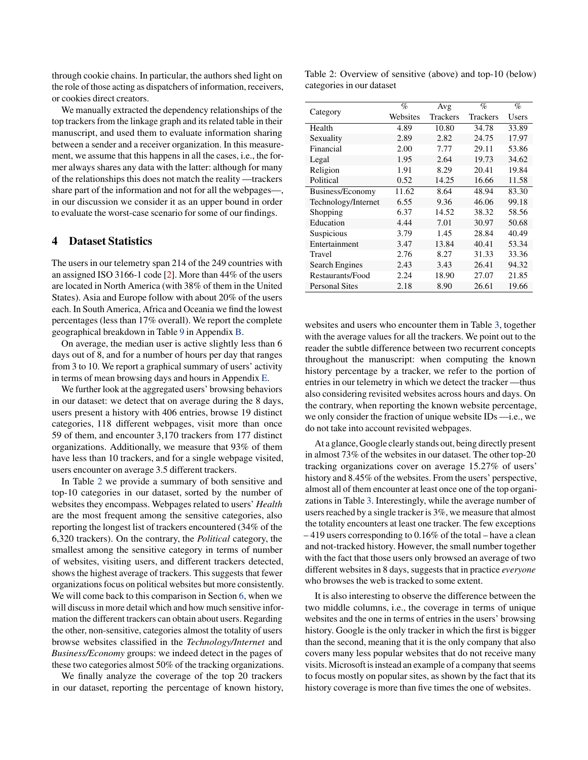through cookie chains. In particular, the authors shed light on the role of those acting as dispatchers of information, receivers, or cookies direct creators.

We manually extracted the dependency relationships of the top trackers from the linkage graph and its related table in their manuscript, and used them to evaluate information sharing between a sender and a receiver organization. In this measurement, we assume that this happens in all the cases, i.e., the former always shares any data with the latter: although for many of the relationships this does not match the reality —trackers share part of the information and not for all the webpages—, in our discussion we consider it as an upper bound in order to evaluate the worst-case scenario for some of our findings.

## 4 Dataset Statistics

The users in our telemetry span 214 of the 249 countries with an assigned ISO 3166-1 code [2]. More than 44% of the users are located in North America (with 38% of them in the United States). Asia and Europe follow with about 20% of the users each. In South America, Africa and Oceania we find the lowest percentages (less than 17% overall). We report the complete geographical breakdown in Table 9 in Appendix B.

On average, the median user is active slightly less than 6 days out of 8, and for a number of hours per day that ranges from 3 to 10. We report a graphical summary of users' activity in terms of mean browsing days and hours in Appendix E.

We further look at the aggregated users' browsing behaviors in our dataset: we detect that on average during the 8 days, users present a history with 406 entries, browse 19 distinct categories, 118 different webpages, visit more than once 59 of them, and encounter 3,170 trackers from 177 distinct organizations. Additionally, we measure that 93% of them have less than 10 trackers, and for a single webpage visited, users encounter on average 3.5 different trackers.

In Table 2 we provide a summary of both sensitive and top-10 categories in our dataset, sorted by the number of websites they encompass. Webpages related to users' *Health* are the most frequent among the sensitive categories, also reporting the longest list of trackers encountered (34% of the 6,320 trackers). On the contrary, the *Political* category, the smallest among the sensitive category in terms of number of websites, visiting users, and different trackers detected, shows the highest average of trackers. This suggests that fewer organizations focus on political websites but more consistently. We will come back to this comparison in Section 6, when we will discuss in more detail which and how much sensitive information the different trackers can obtain about users. Regarding the other, non-sensitive, categories almost the totality of users browse websites classified in the *Technology/Internet* and *Business/Economy* groups: we indeed detect in the pages of these two categories almost 50% of the tracking organizations.

We finally analyze the coverage of the top 20 trackers in our dataset, reporting the percentage of known history, websites and users who encounter them in Table 3, together with the average values for all the trackers. We point out to the reader the subtle difference between two recurrent concepts throughout the manuscript: when computing the known history percentage by a tracker, we refer to the portion of entries in our telemetry in which we detect the tracker —thus also considering revisited websites across hours and days. On the contrary, when reporting the known website percentage, we only consider the fraction of unique website IDs —i.e., we do not take into account revisited webpages.

Table 2: Overview of sensitive (above) and top-10 (below) categories in our dataset

| Category | % Websites | Avg Trackers | % Trackers | % Users |
|---|---|---|---|---|
| Health | 4.89 | 10.80 | 34.78 | 33.89 |
| Sexuality | 2.89 | 2.82 | 24.75 | 17.97 |
| Financial | 2.00 | 7.77 | 29.11 | 53.86 |
| Legal | 1.95 | 2.64 | 19.73 | 34.62 |
| Religion | 1.91 | 8.29 | 20.41 | 19.84 |
| Political | 0.52 | 14.25 | 16.66 | 11.58 |
| Business/Economy | 11.62 | 8.64 | 48.94 | 83.30 |
| Technology/Internet | 6.55 | 9.36 | 46.06 | 99.18 |
| Shopping | 6.37 | 14.52 | 38.32 | 58.56 |
| Education | 4.44 | 7.01 | 30.97 | 50.68 |
| Suspicious | 3.79 | 1.45 | 28.84 | 40.49 |
| Entertainment | 3.47 | 13.84 | 40.41 | 53.34 |
| Travel | 2.76 | 8.27 | 31.33 | 33.36 |
| Search Engines | 2.43 | 3.43 | 26.41 | 94.32 |
| Restaurants/Food | 2.24 | 18.90 | 27.07 | 21.85 |
| Personal Sites | 2.18 | 8.90 | 26.61 | 19.66 |

At a glance, Google clearly stands out, being directly present in almost 73% of the websites in our dataset. The other top-20 tracking organizations cover on average 15.27% of users' history and 8.45% of the websites. From the users' perspective, almost all of them encounter at least once one of the top organizations in Table 3. Interestingly, while the average number of users reached by a single tracker is 3%, we measure that almost the totality encounters at least one tracker. The few exceptions – 419 users corresponding to 0.16% of the total – have a clean and not-tracked history. However, the small number together with the fact that those users only browsed an average of two different websites in 8 days, suggests that in practice *everyone* who browses the web is tracked to some extent.

It is also interesting to observe the difference between the two middle columns, i.e., the coverage in terms of unique websites and the one in terms of entries in the users' browsing history. Google is the only tracker in which the first is bigger than the second, meaning that it is the only company that also covers many less popular websites that do not receive many visits. Microsoft is instead an example of a company that seems to focus mostly on popular sites, as shown by the fact that its history coverage is more than five times the one of websites.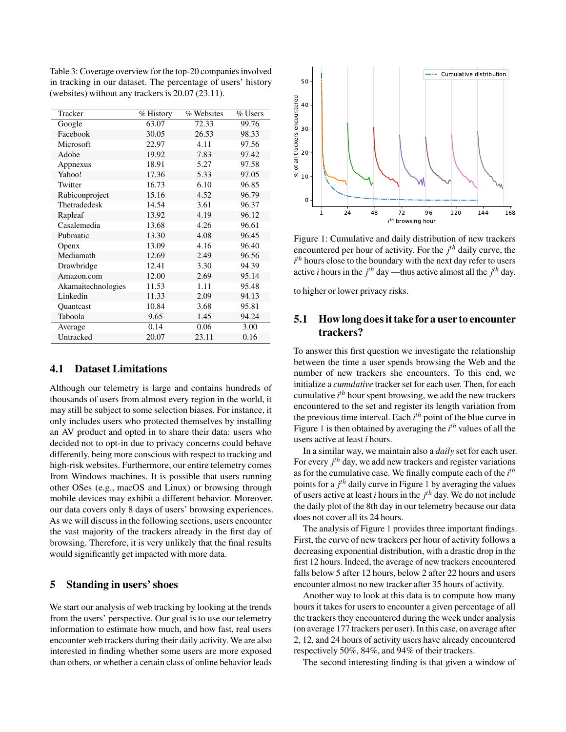Table 3: Coverage overview for the top-20 companies involved in tracking in our dataset. The percentage of users' history (websites) without any trackers is 20.07 (23.11).

| Tracker | % History | % Websites | % Users |
|---|---|---|---|
| Google | 63.07 | 72.33 | 99.76 |
| Facebook | 30.05 | 26.53 | 98.33 |
| Microsoft | 22.97 | 4.11 | 97.56 |
| Adobe | 19.92 | 7.83 | 97.42 |
| Appnexus | 18.91 | 5.27 | 97.58 |
| Yahoo! | 17.36 | 5.33 | 97.05 |
| Twitter | 16.73 | 6.10 | 96.85 |
| Rubiconproject | 15.16 | 4.52 | 96.79 |
| Thetradedesk | 14.54 | 3.61 | 96.37 |
| Rapleaf | 13.92 | 4.19 | 96.12 |
| Casalemedia | 13.68 | 4.26 | 96.61 |
| Pubmatic | 13.30 | 4.08 | 96.45 |
| Openx | 13.09 | 4.16 | 96.40 |
| Mediamath | 12.69 | 2.49 | 96.56 |
| Drawbridge | 12.41 | 3.30 | 94.39 |
| Amazon.com | 12.00 | 2.69 | 95.14 |
| Akamaitechnologies | 11.53 | 1.11 | 95.48 |
| Linkedin | 11.33 | 2.09 | 94.13 |
| Quantcast | 10.84 | 3.68 | 95.81 |
| Taboola | 9.65 | 1.45 | 94.24 |
| Average | 0.14 | 0.06 | 3.00 |
| Untracked | 20.07 | 23.11 | 0.16 |

## 4.1 Dataset Limitations

Although our telemetry is large and contains hundreds of thousands of users from almost every region in the world, it may still be subject to some selection biases. For instance, it only includes users who protected themselves by installing an AV product and opted in to share their data: users who decided not to opt-in due to privacy concerns could behave differently, being more conscious with respect to tracking and high-risk websites. Furthermore, our entire telemetry comes from Windows machines. It is possible that users running other OSes (e.g., macOS and Linux) or browsing through mobile devices may exhibit a different behavior. Moreover, our data covers only 8 days of users' browsing experiences. As we will discuss in the following sections, users encounter the vast majority of the trackers already in the first day of browsing. Therefore, it is very unlikely that the final results would significantly get impacted with more data.

# 5 Standing in users' shoes

We start our analysis of web tracking by looking at the trends from the users' perspective. Our goal is to use our telemetry information to estimate how much, and how fast, real users encounter web trackers during their daily activity. We are also interested in finding whether some users are more exposed than others, or whether a certain class of online behavior leads to higher or lower privacy risks.

Figure 1: Cumulative and daily distribution of new trackers encountered per hour of activity. For the $j^{th}$ daily curve, the $i^{th}$ hours close to the boundary with the next day refer to users active $i$ hours in the $j^{th}$ day —thus active almost all the $j^{th}$ day.

## 5.1 How long does it take for a user to encounter trackers?

To answer this first question we investigate the relationship between the time a user spends browsing the Web and the number of new trackers she encounters. To this end, we initialize a *cumulative* tracker set for each user. Then, for each cumulative $i^{th}$ hour spent browsing, we add the new trackers encountered to the set and register its length variation from the previous time interval. Each $i^{th}$ point of the blue curve in Figure 1 is then obtained by averaging the $i^{th}$ values of all the users active at least $i$ hours.

In a similar way, we maintain also a *daily* set for each user. For every $j^{th}$ day, we add new trackers and register variations as for the cumulative case. We finally compute each of the $i^{th}$ points for a $j^{th}$ daily curve in Figure 1 by averaging the values of users active at least $i$ hours in the $j^{th}$ day. We do not include the daily plot of the 8th day in our telemetry because our data does not cover all its 24 hours.

The analysis of Figure 1 provides three important findings. First, the curve of new trackers per hour of activity follows a decreasing exponential distribution, with a drastic drop in the first 12 hours. Indeed, the average of new trackers encountered falls below 5 after 12 hours, below 2 after 22 hours and users encounter almost no new tracker after 35 hours of activity.

Another way to look at this data is to compute how many hours it takes for users to encounter a given percentage of all the trackers they encountered during the week under analysis (on average 177 trackers per user). In this case, on average after 2, 12, and 24 hours of activity users have already encountered respectively 50%, 84%, and 94% of their trackers.

The second interesting finding is that given a window of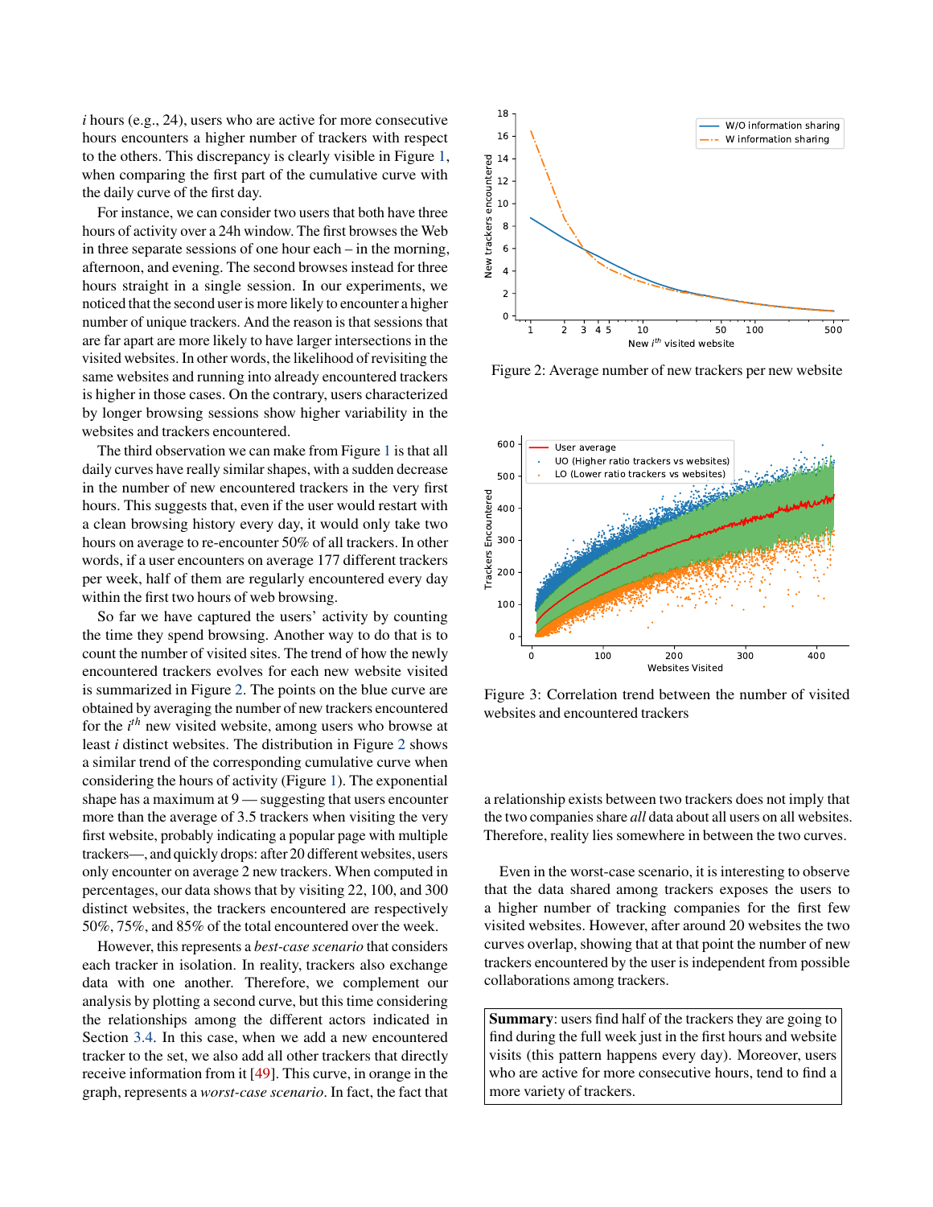*i* hours (e.g., 24), users who are active for more consecutive hours encounters a higher number of trackers with respect to the others. This discrepancy is clearly visible in Figure 1, when comparing the first part of the cumulative curve with the daily curve of the first day.

For instance, we can consider two users that both have three hours of activity over a 24h window. The first browses the Web in three separate sessions of one hour each – in the morning, afternoon, and evening. The second browses instead for three hours straight in a single session. In our experiments, we noticed that the second user is more likely to encounter a higher number of unique trackers. And the reason is that sessions that are far apart are more likely to have larger intersections in the visited websites. In other words, the likelihood of revisiting the same websites and running into already encountered trackers is higher in those cases. On the contrary, users characterized by longer browsing sessions show higher variability in the websites and trackers encountered.

The third observation we can make from Figure 1 is that all daily curves have really similar shapes, with a sudden decrease in the number of new encountered trackers in the very first hours. This suggests that, even if the user would restart with a clean browsing history every day, it would only take two hours on average to re-encounter 50% of all trackers. In other words, if a user encounters on average 177 different trackers per week, half of them are regularly encountered every day within the first two hours of web browsing.

So far we have captured the users' activity by counting the time they spend browsing. Another way to do that is to count the number of visited sites. The trend of how the newly encountered trackers evolves for each new website visited is summarized in Figure 2. The points on the blue curve are obtained by averaging the number of new trackers encountered for the $i^{th}$ new visited website, among users who browse at least *i* distinct websites. The distribution in Figure 2 shows a similar trend of the corresponding cumulative curve when considering the hours of activity (Figure 1). The exponential shape has a maximum at 9 — suggesting that users encounter more than the average of 3.5 trackers when visiting the very first website, probably indicating a popular page with multiple trackers—, and quickly drops: after 20 different websites, users only encounter on average 2 new trackers. When computed in percentages, our data shows that by visiting 22, 100, and 300 distinct websites, the trackers encountered are respectively 50%, 75%, and 85% of the total encountered over the week.

However, this represents a *best-case scenario* that considers each tracker in isolation. In reality, trackers also exchange data with one another. Therefore, we complement our analysis by plotting a second curve, but this time considering the relationships among the different actors indicated in Section 3.4. In this case, when we add a new encountered tracker to the set, we also add all other trackers that directly receive information from it [49]. This curve, in orange in the graph, represents a *worst-case scenario*. In fact, the fact that a relationship exists between two trackers does not imply that the two companies share *all* data about all users on all websites. Therefore, reality lies somewhere in between the two curves.

Figure 2: Average number of new trackers per new website

Figure 3: Correlation trend between the number of visited websites and encountered trackers

Even in the worst-case scenario, it is interesting to observe that the data shared among trackers exposes the users to a higher number of tracking companies for the first few visited websites. However, after around 20 websites the two curves overlap, showing that at that point the number of new trackers encountered by the user is independent from possible collaborations among trackers.

> **Summary**: users find half of the trackers they are going to find during the full week just in the first hours and website visits (this pattern happens every day). Moreover, users who are active for more consecutive hours, tend to find a more variety of trackers.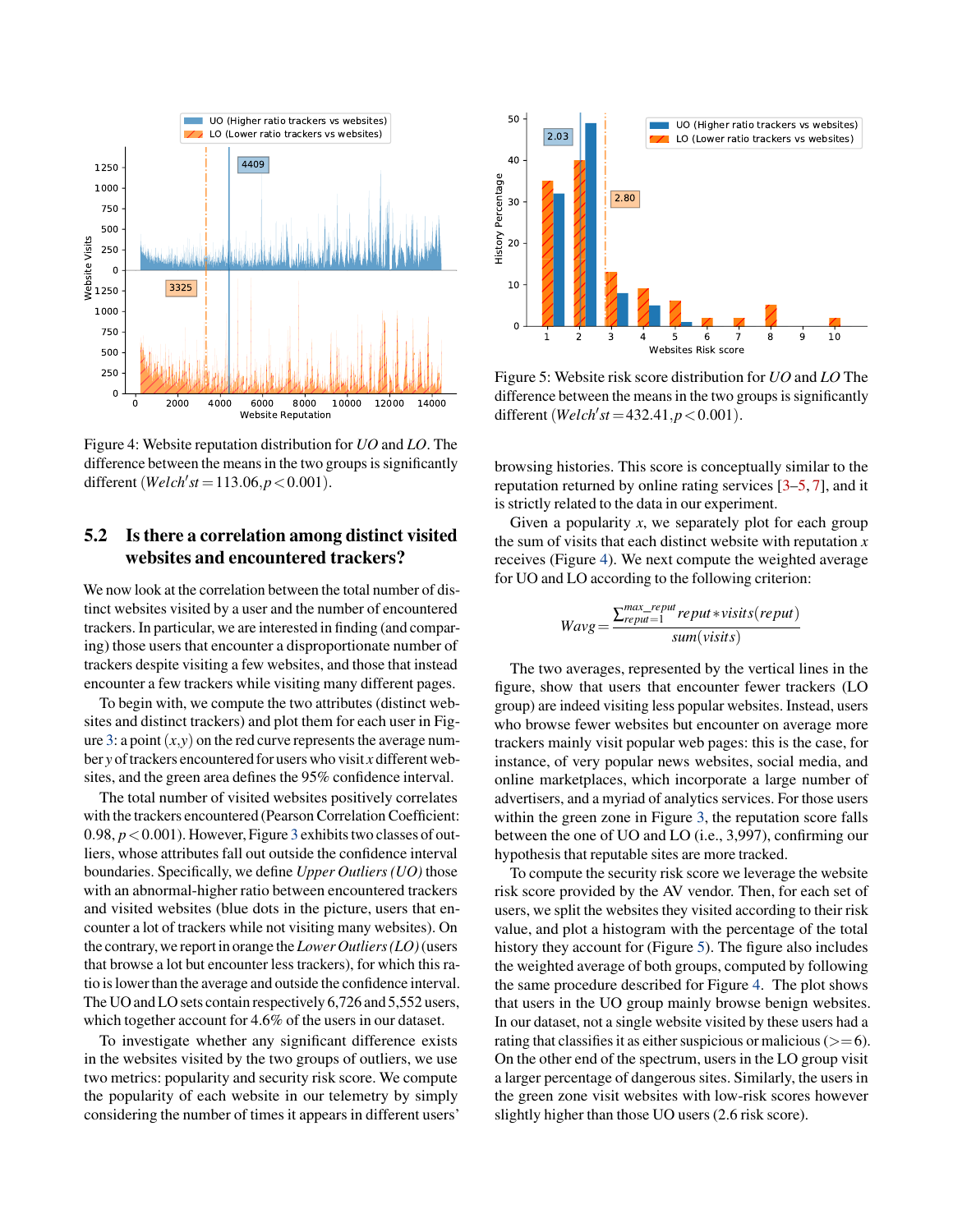Figure 4: Website reputation distribution for *UO* and *LO*. The difference between the means in the two groups is significantly different ($Welch'st = 113.06, p < 0.001$).

Figure 5: Website risk score distribution for *UO* and *LO* The difference between the means in the two groups is significantly different ($Welch'st = 432.41, p < 0.001$).

## 5.2 Is there a correlation among distinct visited websites and encountered trackers?

We now look at the correlation between the total number of distinct websites visited by a user and the number of encountered trackers. In particular, we are interested in finding (and comparing) those users that encounter a disproportionate number of trackers despite visiting a few websites, and those that instead encounter a few trackers while visiting many different pages.

To begin with, we compute the two attributes (distinct websites and distinct trackers) and plot them for each user in Figure 3: a point $(x, y)$ on the red curve represents the average number $y$ of trackers encountered for users who visit $x$ different websites, and the green area defines the 95% confidence interval.

The total number of visited websites positively correlates with the trackers encountered (Pearson Correlation Coefficient: 0.98, $p < 0.001$). However, Figure 3 exhibits two classes of outliers, users whose attributes fall outside the confidence interval boundaries. Specifically, we define *Upper Outliers (UO)* those with an abnormal-higher ratio between encountered trackers and visited websites (blue dots in the picture, users that encounter a lot of trackers while not visiting many websites). On the contrary, we report in orange the *Lower Outliers (LO)* (users that browse a lot but encounter less trackers), for which this ratio is lower than the average and outside the confidence interval. The UO and LO sets contain respectively 6,726 and 5,552 users, which together account for 4.6% of the users in our dataset.

To investigate whether any significant difference exists in the websites visited by the two groups of outliers, we use two metrics: popularity and security risk score. We compute the popularity of each website in our telemetry by simply considering the number of times it appears in different users' browsing histories. This score is conceptually similar to the reputation returned by online rating services [3–5, 7], and it is strictly related to the data in our experiment.

Given a popularity $x$, we separately plot for each group the sum of visits that each distinct website with reputation $x$ receives (Figure 4). We next compute the weighted average for UO and LO according to the following criterion:

$$Wavg = \frac{\sum_{reput=1}^{max\_reput} reput * visits(reput)}{sum(visits)}$$

The two averages, represented by the vertical lines in the figure, show that users that encounter fewer trackers (LO group) are indeed visiting less popular websites. Instead, users who browse fewer websites but encounter on average more trackers mainly visit popular web pages: this is the case, for instance, of very popular news websites, social media, and online marketplaces, which incorporate a large number of advertisers, and a myriad of analytics services. For those users within the green zone in Figure 3, the reputation score falls between the one of UO and LO (i.e., 3,997), confirming our hypothesis that reputable sites are more tracked.

To compute the security risk score we leverage the website risk score provided by the AV vendor. Then, for each set of users, we split the websites they visited according to their risk value, and plot a histogram with the percentage of the total history they account for (Figure 5). The figure also includes the weighted average of both groups, computed by following the same procedure described for Figure 4. The plot shows that users in the UO group mainly browse benign websites. In our dataset, not a single website visited by these users had a rating that classifies it as either suspicious or malicious ($>= 6$). On the other end of the spectrum, users in the LO group visit a larger percentage of dangerous sites. Similarly, the users in the green zone visit websites with low-risk scores however slightly higher than those UO users (2.6 risk score).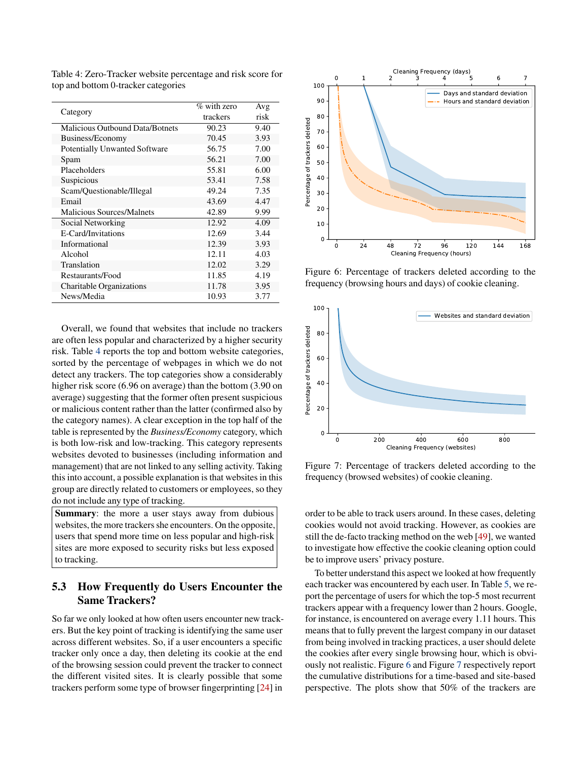Table 4: Zero-Tracker website percentage and risk score for top and bottom 0-tracker categories

| Category | % with zero trackers | Avg risk |
|---|---|---|
| Malicious Outbound Data/Botnets | 90.23 | 9.40 |
| Business/Economy | 70.45 | 3.93 |
| Potentially Unwanted Software | 56.75 | 7.00 |
| Spam | 56.21 | 7.00 |
| Placeholders | 55.81 | 6.00 |
| Suspicious | 53.41 | 7.58 |
| Scam/Questionable/Illegal | 49.24 | 7.35 |
| Email | 43.69 | 4.47 |
| Malicious Sources/Malnets | 42.89 | 9.99 |
| Social Networking | 12.92 | 4.09 |
| E-Card/Invitations | 12.69 | 3.44 |
| Informational | 12.39 | 3.93 |
| Alcohol | 12.11 | 4.03 |
| Translation | 12.02 | 3.29 |
| Restaurants/Food | 11.85 | 4.19 |
| Charitable Organizations | 11.78 | 3.95 |
| News/Media | 10.93 | 3.77 |

Overall, we found that websites that include no trackers are often less popular and characterized by a higher security risk. Table 4 reports the top and bottom website categories, sorted by the percentage of webpages in which we do not detect any trackers. The top categories show a considerably higher risk score (6.96 on average) than the bottom (3.90 on average) suggesting that the former often present suspicious or malicious content rather than the latter (confirmed also by the category names). A clear exception in the top half of the table is represented by the *Business/Economy* category, which is both low-risk and low-tracking. This category represents websites devoted to businesses (including information and management) that are not linked to any selling activity. Taking this into account, a possible explanation is that websites in this group are directly related to customers or employees, so they do not include any type of tracking.

**Summary**: the more a user stays away from dubious websites, the more trackers she encounters. On the opposite, users that spend more time on less popular and high-risk sites are more exposed to security risks but less exposed to tracking.

## 5.3 How Frequently do Users Encounter the Same Trackers?

So far we only looked at how often users encounter new trackers. But the key point of tracking is identifying the same user across different websites. So, if a user encounters a specific tracker only once a day, then deleting its cookie at the end of the browsing session could prevent the tracker to connect the different visited sites. It is clearly possible that some trackers perform some type of browser fingerprinting [24] in order to be able to track users around. In these cases, deleting cookies would not avoid tracking. However, as cookies are still the de-facto tracking method on the web [49], we wanted to investigate how effective the cookie cleaning option could be to improve users' privacy posture.

Figure 6: Percentage of trackers deleted according to the frequency (browsing hours and days) of cookie cleaning.

Figure 7: Percentage of trackers deleted according to the frequency (browsed websites) of cookie cleaning.

To better understand this aspect we looked at how frequently each tracker was encountered by each user. In Table 5, we report the percentage of users for which the top-5 most recurrent trackers appear with a frequency lower than 2 hours. Google, for instance, is encountered on average every 1.11 hours. This means that to fully prevent the largest company in our dataset from being involved in tracking practices, a user should delete the cookies after every single browsing hour, which is obviously not realistic. Figure 6 and Figure 7 respectively report the cumulative distributions for a time-based and site-based perspective. The plots show that 50% of the trackers are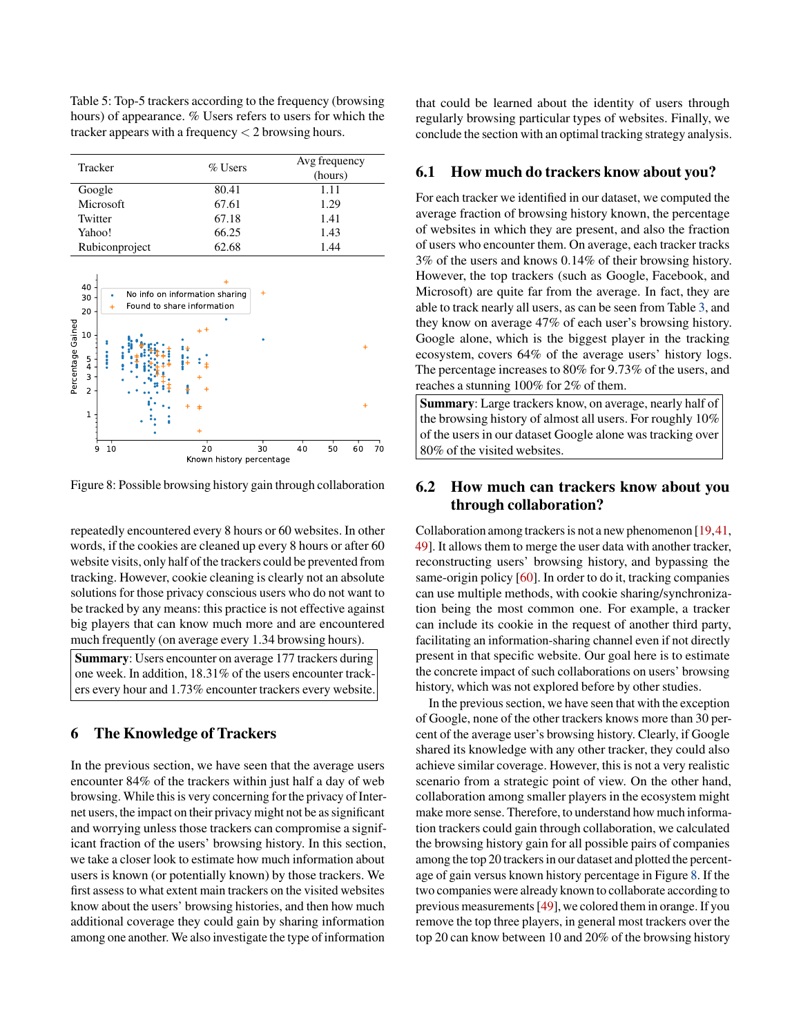Table 5: Top-5 trackers according to the frequency (browsing hours) of appearance. % Users refers to users for which the tracker appears with a frequency < 2 browsing hours.

| Tracker | % Users | Avg frequency (hours) |
|---|---|---|
| Google | 80.41 | 1.11 |
| Microsoft | 67.61 | 1.29 |
| Twitter | 67.18 | 1.41 |
| Yahoo! | 66.25 | 1.43 |
| Rubiconproject | 62.68 | 1.44 |

Figure 8: Possible browsing history gain through collaboration

repeatedly encountered every 8 hours or 60 websites. In other words, if the cookies are cleaned up every 8 hours or after 60 website visits, only half of the trackers could be prevented from tracking. However, cookie cleaning is clearly not an absolute solutions for those privacy conscious users who do not want to be tracked by any means: this practice is not effective against big players that can know much more and are encountered much frequently (on average every 1.34 browsing hours).

**Summary**: Users encounter on average 177 trackers during one week. In addition, 18.31% of the users encounter trackers every hour and 1.73% encounter trackers every website.

## 6 The Knowledge of Trackers

In the previous section, we have seen that the average users encounter 84% of the trackers within just half a day of web browsing. While this is very concerning for the privacy of Internet users, the impact on their privacy might not be as significant and worrying unless those trackers can compromise a significant fraction of the users' browsing history. In this section, we take a closer look to estimate how much information about users is known (or potentially known) by those trackers. We first assess to what extent main trackers on the visited websites know about the users' browsing histories, and then how much additional coverage they could gain by sharing information among one another. We also investigate the type of information that could be learned about the identity of users through regularly browsing particular types of websites. Finally, we conclude the section with an optimal tracking strategy analysis.

### 6.1 How much do trackers know about you?

For each tracker we identified in our dataset, we computed the average fraction of browsing history known, the percentage of websites in which they are present, and also the fraction of users who encounter them. On average, each tracker tracks 3% of the users and knows 0.14% of their browsing history. However, the top trackers (such as Google, Facebook, and Microsoft) are quite far from the average. In fact, they are able to track nearly all users, as can be seen from Table 3, and they know on average 47% of each user's browsing history. Google alone, which is the biggest player in the tracking ecosystem, covers 64% of the average users' history logs. The percentage increases to 80% for 9.73% of the users, and reaches a stunning 100% for 2% of them.

**Summary**: Large trackers know, on average, nearly half of the browsing history of almost all users. For roughly 10% of the users in our dataset Google alone was tracking over 80% of the visited websites.

### 6.2 How much can trackers know about you through collaboration?

Collaboration among trackers is not a new phenomenon [19,41,49]. It allows them to merge the user data with another tracker, reconstructing users' browsing history, and bypassing the same-origin policy [60]. In order to do it, tracking companies can use multiple methods, with cookie sharing/synchronization being the most common one. For example, a tracker can include its cookie in the request of another third party, facilitating an information-sharing channel even if not directly present in that specific website. Our goal here is to estimate the concrete impact of such collaborations on users' browsing history, which was not explored before by other studies.

In the previous section, we have seen that with the exception of Google, none of the other trackers knows more than 30 percent of the average user's browsing history. Clearly, if Google shared its knowledge with any other tracker, they could also achieve similar coverage. However, this is not a very realistic scenario from a strategic point of view. On the other hand, collaboration among smaller players in the ecosystem might make more sense. Therefore, to understand how much information trackers could gain through collaboration, we calculated the browsing history gain for all possible pairs of companies among the top 20 trackers in our dataset and plotted the percentage of gain versus known history percentage in Figure 8. If the two companies were already known to collaborate according to previous measurements [49], we colored them in orange. If you remove the top three players, in general most trackers over the top 20 can know between 10 and 20% of the browsing history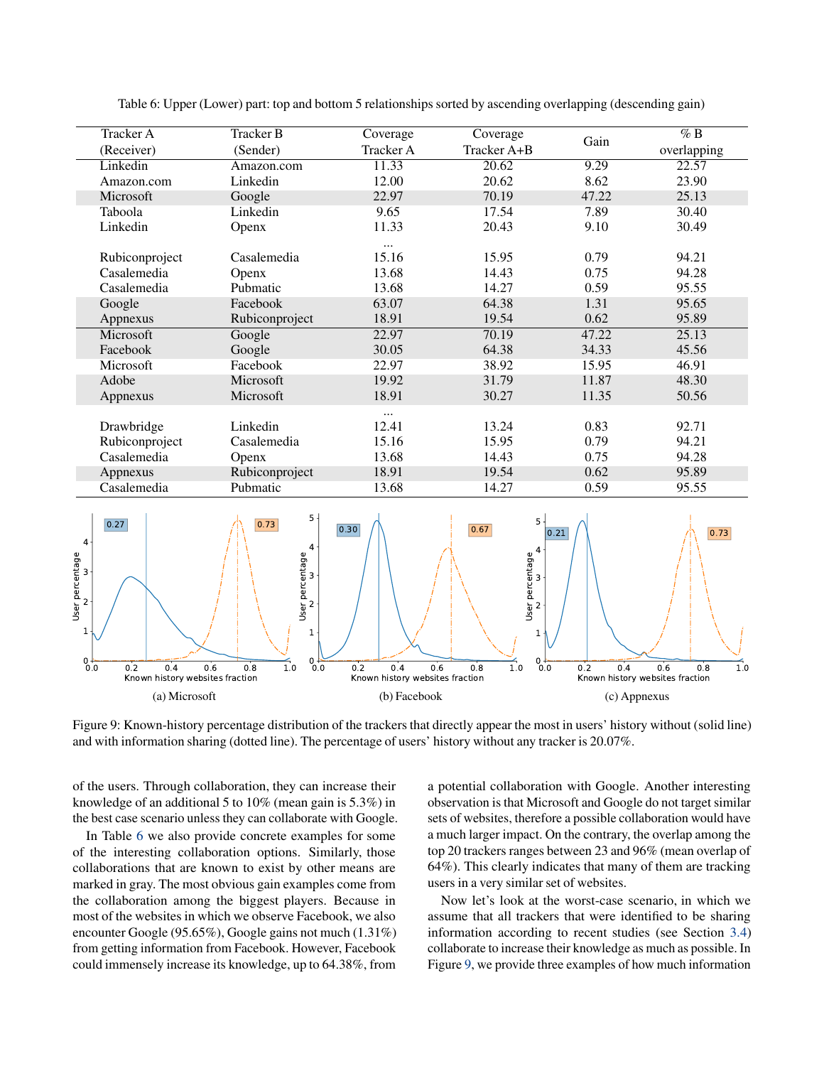Table 6: Upper (Lower) part: top and bottom 5 relationships sorted by ascending overlapping (descending gain)

| Tracker A (Receiver) | Tracker B (Sender) | Coverage Tracker A | Coverage Tracker A+B | Gain | % B overlapping |
|---|---|---|---|---|---|
| Linkedin | Amazon.com | 11.33 | 20.62 | 9.29 | 22.57 |
| Amazon.com | Linkedin | 12.00 | 20.62 | 8.62 | 23.90 |
| Microsoft | Google | 22.97 | 70.19 | 47.22 | 25.13 |
| Taboola | Linkedin | 9.65 | 17.54 | 7.89 | 30.40 |
| Linkedin | Openx | 11.33 | 20.43 | 9.10 | 30.49 |
| | | ... | | | |
| Rubiconproject | Casalemedia | 15.16 | 15.95 | 0.79 | 94.21 |
| Casalemedia | Openx | 13.68 | 14.43 | 0.75 | 94.28 |
| Casalemedia | Pubmatic | 13.68 | 14.27 | 0.59 | 95.55 |
| Google | Facebook | 63.07 | 64.38 | 1.31 | 95.65 |
| Appnexus | Rubiconproject | 18.91 | 19.54 | 0.62 | 95.89 |
| Microsoft | Google | 22.97 | 70.19 | 47.22 | 25.13 |
| Facebook | Google | 30.05 | 64.38 | 34.33 | 45.56 |
| Microsoft | Facebook | 22.97 | 38.92 | 15.95 | 46.91 |
| Adobe | Microsoft | 19.92 | 31.79 | 11.87 | 48.30 |
| Appnexus | Microsoft | 18.91 | 30.27 | 11.35 | 50.56 |
| | | ... | | | |
| Drawbridge | Linkedin | 12.41 | 13.24 | 0.83 | 92.71 |
| Rubiconproject | Casalemedia | 15.16 | 15.95 | 0.79 | 94.21 |
| Casalemedia | Openx | 13.68 | 14.43 | 0.75 | 94.28 |
| Appnexus | Rubiconproject | 18.91 | 19.54 | 0.62 | 95.89 |
| Casalemedia | Pubmatic | 13.68 | 14.27 | 0.59 | 95.55 |

(a) Microsoft

(b) Facebook

(c) Appnexus

Figure 9: Known-history percentage distribution of the trackers that directly appear the most in users' history without (solid line) and with information sharing (dotted line). The percentage of users' history without any tracker is 20.07%.

of the users. Through collaboration, they can increase their knowledge of an additional 5 to 10% (mean gain is 5.3%) in the best case scenario unless they can collaborate with Google.

In Table 6 we also provide concrete examples for some of the interesting collaboration options. Similarly, those collaborations that are known to exist by other means are marked in gray. The most obvious gain examples come from the collaboration among the biggest players. Because in most of the websites in which we observe Facebook, we also encounter Google (95.65%), Google gains not much (1.31%) from getting information from Facebook. However, Facebook could immensely increase its knowledge, up to 64.38%, from a potential collaboration with Google. Another interesting observation is that Microsoft and Google do not target similar sets of websites, therefore a possible collaboration would have a much larger impact. On the contrary, the overlap among the top 20 trackers ranges between 23 and 96% (mean overlap of 64%). This clearly indicates that many of them are tracking users in a very similar set of websites.

Now let's look at the worst-case scenario, in which we assume that all trackers that were identified to be sharing information according to recent studies (see Section 3.4) collaborate to increase their knowledge as much as possible. In Figure 9, we provide three examples of how much information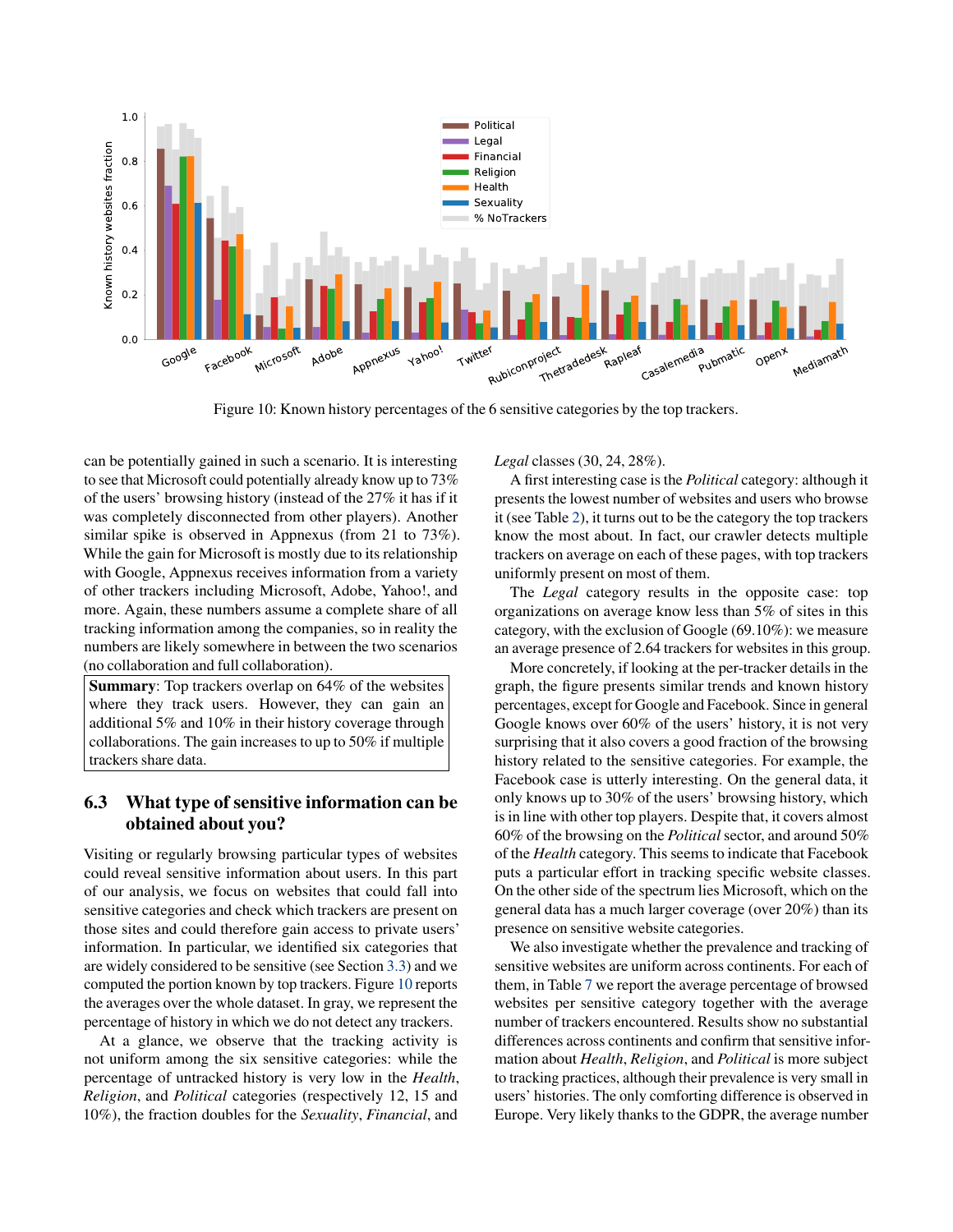Figure 10: Known history percentages of the 6 sensitive categories by the top trackers.

can be potentially gained in such a scenario. It is interesting to see that Microsoft could potentially already know up to 73% of the users' browsing history (instead of the 27% it has if it was completely disconnected from other players). Another similar spike is observed in Appnexus (from 21 to 73%). While the gain for Microsoft is mostly due to its relationship with Google, Appnexus receives information from a variety of other trackers including Microsoft, Adobe, Yahoo!, and more. Again, these numbers assume a complete share of all tracking information among the companies, so in reality the numbers are likely somewhere in between the two scenarios (no collaboration and full collaboration).

**Summary**: Top trackers overlap on 64% of the websites where they track users. However, they can gain an additional 5% and 10% in their history coverage through collaborations. The gain increases to up to 50% if multiple trackers share data.

### 6.3 What type of sensitive information can be obtained about you?

Visiting or regularly browsing particular types of websites could reveal sensitive information about users. In this part of our analysis, we focus on websites that could fall into sensitive categories and check which trackers are present on those sites and could therefore gain access to private users' information. In particular, we identified six categories that are widely considered to be sensitive (see Section 3.3) and we computed the portion known by top trackers. Figure 10 reports the averages over the whole dataset. In gray, we represent the percentage of history in which we do not detect any trackers.

At a glance, we observe that the tracking activity is not uniform among the six sensitive categories: while the percentage of untracked history is very low in the *Health*, *Religion*, and *Political* categories (respectively 12, 15 and 10%), the fraction doubles for the *Sexuality*, *Financial*, and *Legal* classes (30, 24, 28%).

A first interesting case is the *Political* category: although it presents the lowest number of websites and users who browse it (see Table 2), it turns out to be the category the top trackers know the most about. In fact, our crawler detects multiple trackers on average on each of these pages, with top trackers uniformly present on most of them.

The *Legal* category results in the opposite case: top organizations on average know less than 5% of sites in this category, with the exclusion of Google (69.10%): we measure an average presence of 2.64 trackers for websites in this group.

More concretely, if looking at the per-tracker details in the graph, the figure presents similar trends and known history percentages, except for Google and Facebook. Since in general Google knows over 60% of the users' history, it is not very surprising that it also covers a good fraction of the browsing history related to the sensitive categories. For example, the Facebook case is utterly interesting. On the general data, it only knows up to 30% of the users' browsing history, which is in line with other top players. Despite that, it covers almost 60% of the browsing on the *Political* sector, and around 50% of the *Health* category. This seems to indicate that Facebook puts a particular effort in tracking specific website classes. On the other side of the spectrum lies Microsoft, which on the general data has a much larger coverage (over 20%) than its presence on sensitive website categories.

We also investigate whether the prevalence and tracking of sensitive websites are uniform across continents. For each of them, in Table 7 we report the average percentage of browsed websites per sensitive category together with the average number of trackers encountered. Results show no substantial differences across continents and confirm that sensitive information about *Health*, *Religion*, and *Political* is more subject to tracking practices, although their prevalence is very small in users' histories. The only comforting difference is observed in Europe. Very likely thanks to the GDPR, the average number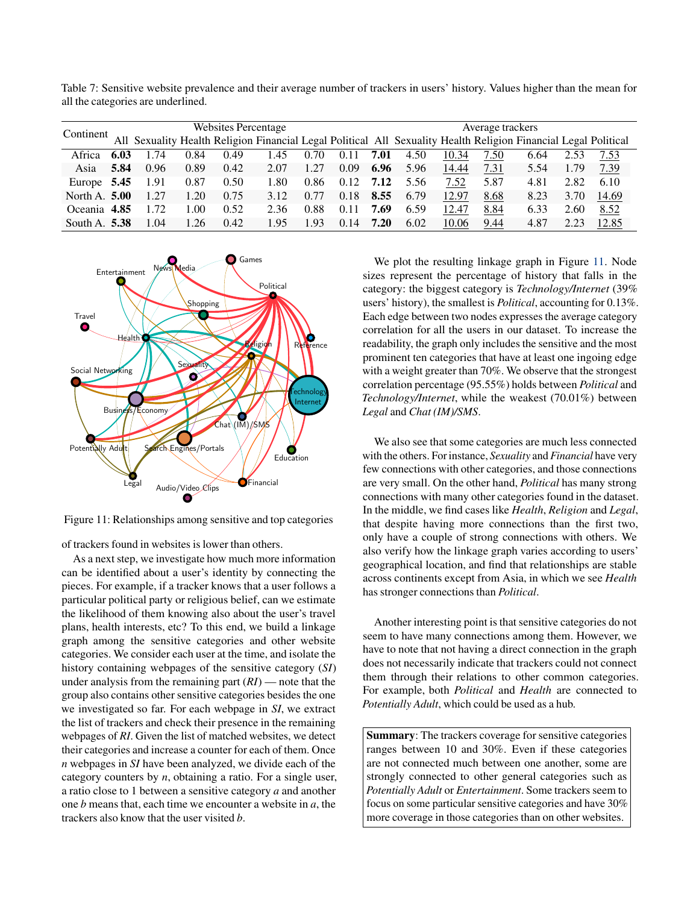Table 7: Sensitive website prevalence and their average number of trackers in users' history. Values higher than the mean for all the categories are underlined.

| Continent | Websites Percentage | | | | | | | Average trackers | | | | | | |
|---|---|---|---|---|---|---|---|---|---|---|---|---|---|---|
| | All | Sexuality | Health | Religion | Financial | Legal | Political | All | Sexuality | Health | Religion | Financial | Legal | Political |
| Africa | **6.03** | 1.74 | 0.84 | 0.49 | 1.45 | 0.70 | 0.11 | **7.01** | 4.50 | <u>10.34</u> | <u>7.50</u> | 6.64 | 2.53 | <u>7.53</u> |
| Asia | **5.84** | 0.96 | 0.89 | 0.42 | 2.07 | 1.27 | 0.09 | **6.96** | 5.96 | <u>14.44</u> | <u>7.31</u> | 5.54 | 1.79 | <u>7.39</u> |
| Europe | **5.45** | 1.91 | 0.87 | 0.50 | 1.80 | 0.86 | 0.12 | **7.12** | 5.56 | <u>7.52</u> | 5.87 | 4.81 | 2.82 | 6.10 |
| North A. | **5.00** | 1.27 | 1.20 | 0.75 | 3.12 | 0.77 | 0.18 | **8.55** | 6.79 | <u>12.97</u> | <u>8.68</u> | 8.23 | 3.70 | <u>14.69</u> |
| Oceania | **4.85** | 1.72 | 1.00 | 0.52 | 2.36 | 0.88 | 0.11 | **7.69** | 6.59 | <u>12.47</u> | <u>8.84</u> | 6.33 | 2.60 | <u>8.52</u> |
| South A. | **5.38** | 1.04 | 1.26 | 0.42 | 1.95 | 1.93 | 0.14 | **7.20** | 6.02 | <u>10.06</u> | <u>9.44</u> | 4.87 | 2.23 | <u>12.85</u> |

Figure 11: Relationships among sensitive and top categories

of trackers found in websites is lower than others.

As a next step, we investigate how much more information can be identified about a user's identity by connecting the pieces. For example, if a tracker knows that a user follows a particular political party or religious belief, can we estimate the likelihood of them knowing also about the user's travel plans, health interests, etc? To this end, we build a linkage graph among the sensitive categories and other website categories. We consider each user at the time, and isolate the history containing webpages of the sensitive category (*SI*) under analysis from the remaining part (*RI*) — note that the group also contains other sensitive categories besides the one we investigated so far. For each webpage in *SI*, we extract the list of trackers and check their presence in the remaining webpages of *RI*. Given the list of matched websites, we detect their categories and increase a counter for each of them. Once $n$ webpages in *SI* have been analyzed, we divide each of the category counters by $n$, obtaining a ratio. For a single user, a ratio close to 1 between a sensitive category $a$ and another one $b$ means that, each time we encounter a website in $a$, the trackers also know that the user visited $b$.

We plot the resulting linkage graph in Figure 11. Node sizes represent the percentage of history that falls in the category: the biggest category is *Technology/Internet* (39% users' history), the smallest is *Political*, accounting for 0.13%. Each edge between two nodes expresses the average category correlation for all the users in our dataset. To increase the readability, the graph only includes the sensitive and the most prominent ten categories that have at least one ingoing edge with a weight greater than 70%. We observe that the strongest correlation percentage (95.55%) holds between *Political* and *Technology/Internet*, while the weakest (70.01%) between *Legal* and *Chat (IM)/SMS*.

We also see that some categories are much less connected with the others. For instance, *Sexuality* and *Financial* have very few connections with other categories, and those connections are very small. On the other hand, *Political* has many strong connections with many other categories found in the dataset. In the middle, we find cases like *Health*, *Religion* and *Legal*, that despite having more connections than the first two, only have a couple of strong connections with others. We also verify how the linkage graph varies according to users' geographical location, and find that relationships are stable across continents except from Asia, in which we see *Health* has stronger connections than *Political*.

Another interesting point is that sensitive categories do not seem to have many connections among them. However, we have to note that not having a direct connection in the graph does not necessarily indicate that trackers could not connect them through their relations to other common categories. For example, both *Political* and *Health* are connected to *Potentially Adult*, which could be used as a hub.

**Summary**: The trackers coverage for sensitive categories ranges between 10 and 30%. Even if these categories are not connected much between one another, some are strongly connected to other general categories such as *Potentially Adult* or *Entertainment*. Some trackers seem to focus on some particular sensitive categories and have 30% more coverage in those categories than on other websites.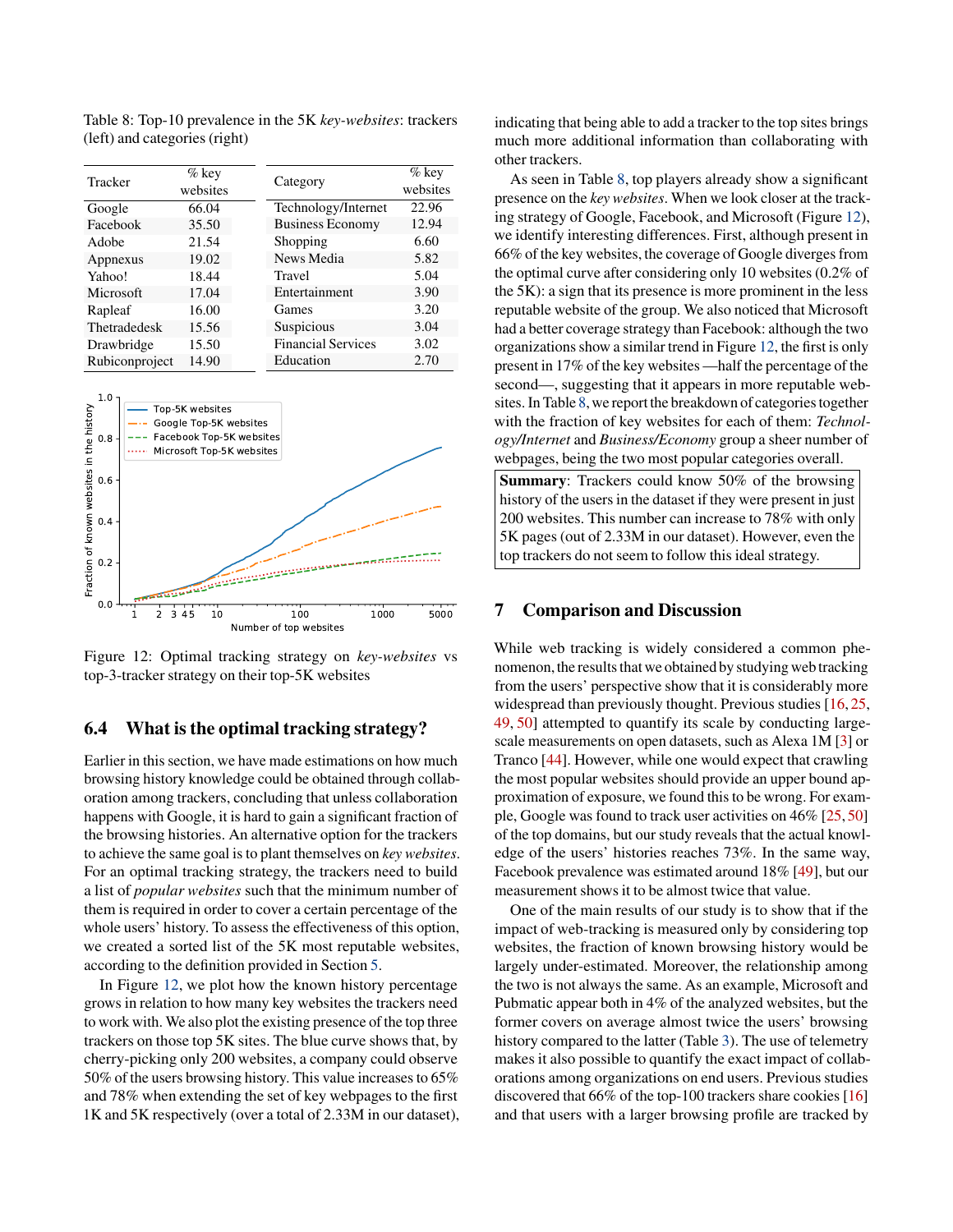Table 8: Top-10 prevalence in the 5K *key-websites*: trackers (left) and categories (right)

| Tracker | % key websites |
|---|---|
| Google | 66.04 |
| Facebook | 35.50 |
| Adobe | 21.54 |
| Appnexus | 19.02 |
| Yahoo! | 18.44 |
| Microsoft | 17.04 |
| Rapleaf | 16.00 |
| Thetradedesk | 15.56 |
| Drawbridge | 15.50 |
| Rubiconproject | 14.90 |

| Category | % key websites |
|---|---|
| Technology/Internet | 22.96 |
| Business Economy | 12.94 |
| Shopping | 6.60 |
| News Media | 5.82 |
| Travel | 5.04 |
| Entertainment | 3.90 |
| Games | 3.20 |
| Suspicious | 3.04 |
| Financial Services | 3.02 |
| Education | 2.70 |

Figure 12: Optimal tracking strategy on *key-websites* vs top-3-tracker strategy on their top-5K websites

## 6.4 What is the optimal tracking strategy?

Earlier in this section, we have made estimations on how much browsing history knowledge could be obtained through collaboration among trackers, concluding that unless collaboration happens with Google, it is hard to gain a significant fraction of the browsing histories. An alternative option for the trackers to achieve the same goal is to plant themselves on *key websites*. For an optimal tracking strategy, the trackers need to build a list of *popular websites* such that the minimum number of them is required in order to cover a certain percentage of the whole users' history. To assess the effectiveness of this option, we created a sorted list of the 5K most reputable websites, according to the definition provided in Section 5.

In Figure 12, we plot how the known history percentage grows in relation to how many key websites the trackers need to work with. We also plot the existing presence of the top three trackers on those top 5K sites. The blue curve shows that, by cherry-picking only 200 websites, a company could observe 50% of the users browsing history. This value increases to 65% and 78% when extending the set of key webpages to the first 1K and 5K respectively (over a total of 2.33M in our dataset), indicating that being able to add a tracker to the top sites brings much more additional information than collaborating with other trackers.

As seen in Table 8, top players already show a significant presence on the *key websites*. When we look closer at the tracking strategy of Google, Facebook, and Microsoft (Figure 12), we identify interesting differences. First, although present in 66% of the key websites, the coverage of Google diverges from the optimal curve after considering only 10 websites (0.2% of the 5K): a sign that its presence is more prominent in the less reputable website of the group. We also noticed that Microsoft had a better coverage strategy than Facebook: although the two organizations show a similar trend in Figure 12, the first is only present in 17% of the key websites —half the percentage of the second—, suggesting that it appears in more reputable websites. In Table 8, we report the breakdown of categories together with the fraction of key websites for each of them: *Technology/Internet* and *Business/Economy* group a sheer number of webpages, being the two most popular categories overall.

**Summary**: Trackers could know 50% of the browsing history of the users in the dataset if they were present in just 200 websites. This number can increase to 78% with only 5K pages (out of 2.33M in our dataset). However, even the top trackers do not seem to follow this ideal strategy.

# 7 Comparison and Discussion

While web tracking is widely considered a common phenomenon, the results that we obtained by studying web tracking from the users' perspective show that it is considerably more widespread than previously thought. Previous studies [16, 25, 49, 50] attempted to quantify its scale by conducting large-scale measurements on open datasets, such as Alexa 1M [3] or Tranco [44]. However, while one would expect that crawling the most popular websites should provide an upper bound approximation of exposure, we found this to be wrong. For example, Google was found to track user activities on 46% [25, 50] of the top domains, but our study reveals that the actual knowledge of the users' histories reaches 73%. In the same way, Facebook prevalence was estimated around 18% [49], but our measurement shows it to be almost twice that value.

One of the main results of our study is to show that if the impact of web-tracking is measured only by considering top websites, the fraction of known browsing history would be largely under-estimated. Moreover, the relationship among the two is not always the same. As an example, Microsoft and Pubmatic appear both in 4% of the analyzed websites, but the former covers on average almost twice the users' browsing history compared to the latter (Table 3). The use of telemetry makes it also possible to quantify the exact impact of collaborations among organizations on end users. Previous studies discovered that 66% of the top-100 trackers share cookies [16] and that users with a larger browsing profile are tracked by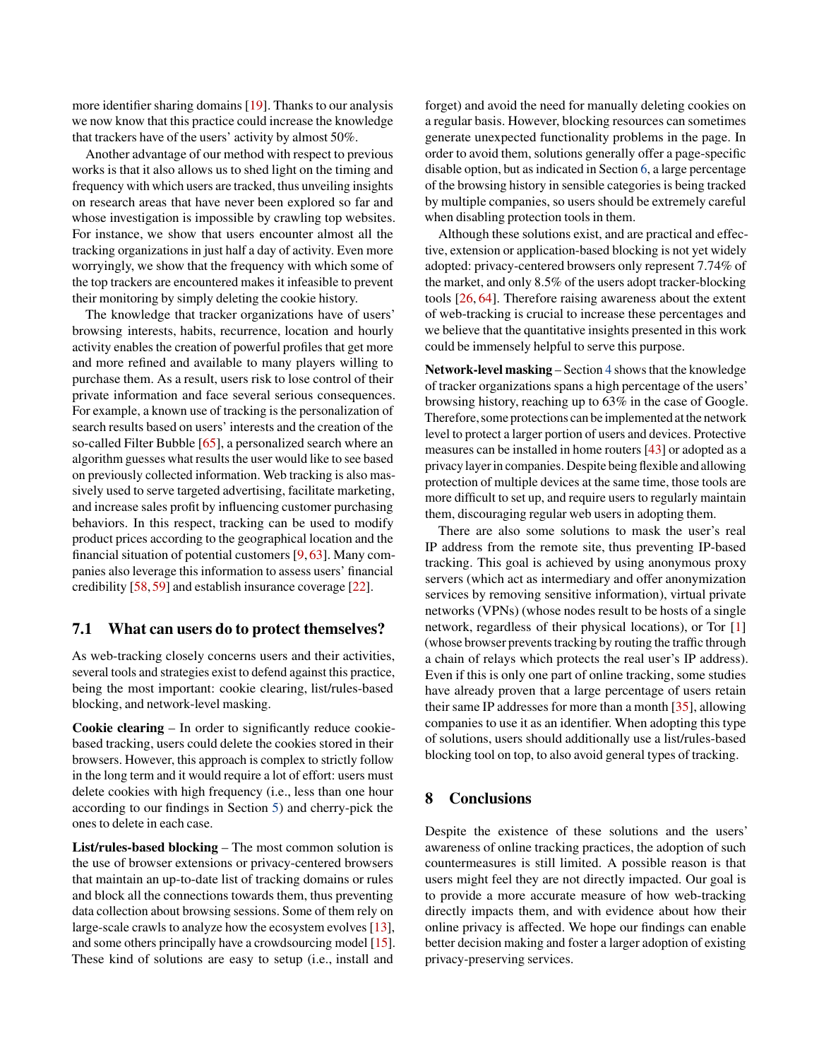more identifier sharing domains [19]. Thanks to our analysis we now know that this practice could increase the knowledge that trackers have of the users' activity by almost 50%.

Another advantage of our method with respect to previous works is that it also allows us to shed light on the timing and frequency with which users are tracked, thus unveiling insights on research areas that have never been explored so far and whose investigation is impossible by crawling top websites. For instance, we show that users encounter almost all the tracking organizations in just half a day of activity. Even more worryingly, we show that the frequency with which some of the top trackers are encountered makes it infeasible to prevent their monitoring by simply deleting the cookie history.

The knowledge that tracker organizations have of users' browsing interests, habits, recurrence, location and hourly activity enables the creation of powerful profiles that get more and more refined and available to many players willing to purchase them. As a result, users risk to lose control of their private information and face several serious consequences. For example, a known use of tracking is the personalization of search results based on users' interests and the creation of the so-called Filter Bubble [65], a personalized search where an algorithm guesses what results the user would like to see based on previously collected information. Web tracking is also massively used to serve targeted advertising, facilitate marketing, and increase sales profit by influencing customer purchasing behaviors. In this respect, tracking can be used to modify product prices according to the geographical location and the financial situation of potential customers [9, 63]. Many companies also leverage this information to assess users' financial credibility [58, 59] and establish insurance coverage [22].

### 7.1 What can users do to protect themselves?

As web-tracking closely concerns users and their activities, several tools and strategies exist to defend against this practice, being the most important: cookie clearing, list/rules-based blocking, and network-level masking.

**Cookie clearing** – In order to significantly reduce cookie-based tracking, users could delete the cookies stored in their browsers. However, this approach is complex to strictly follow in the long term and it would require a lot of effort: users must delete cookies with high frequency (i.e., less than one hour according to our findings in Section 5) and cherry-pick the ones to delete in each case.

**List/rules-based blocking** – The most common solution is the use of browser extensions or privacy-centered browsers that maintain an up-to-date list of tracking domains or rules and block all the connections towards them, thus preventing data collection about browsing sessions. Some of them rely on large-scale crawls to analyze how the ecosystem evolves [13], and some others principally have a crowdsourcing model [15]. These kind of solutions are easy to setup (i.e., install and forget) and avoid the need for manually deleting cookies on a regular basis. However, blocking resources can sometimes generate unexpected functionality problems in the page. In order to avoid them, solutions generally offer a page-specific disable option, but as indicated in Section 6, a large percentage of the browsing history in sensible categories is being tracked by multiple companies, so users should be extremely careful when disabling protection tools in them.

Although these solutions exist, and are practical and effective, extension or application-based blocking is not yet widely adopted: privacy-centered browsers only represent 7.74% of the market, and only 8.5% of the users adopt tracker-blocking tools [26, 64]. Therefore raising awareness about the extent of web-tracking is crucial to increase these percentages and we believe that the quantitative insights presented in this work could be immensely helpful to serve this purpose.

**Network-level masking** – Section 4 shows that the knowledge of tracker organizations spans a high percentage of the users' browsing history, reaching up to 63% in the case of Google. Therefore, some protections can be implemented at the network level to protect a larger portion of users and devices. Protective measures can be installed in home routers [43] or adopted as a privacy layer in companies. Despite being flexible and allowing protection of multiple devices at the same time, those tools are more difficult to set up, and require users to regularly maintain them, discouraging regular web users in adopting them.

There are also some solutions to mask the user's real IP address from the remote site, thus preventing IP-based tracking. This goal is achieved by using anonymous proxy servers (which act as intermediary and offer anonymization services by removing sensitive information), virtual private networks (VPNs) (whose nodes result to be hosts of a single network, regardless of their physical locations), or Tor [1] (whose browser prevents tracking by routing the traffic through a chain of relays which protects the real user's IP address). Even if this is only one part of online tracking, some studies have already proven that a large percentage of users retain their same IP addresses for more than a month [35], allowing companies to use it as an identifier. When adopting this type of solutions, users should additionally use a list/rules-based blocking tool on top, to also avoid general types of tracking.

## 8 Conclusions

Despite the existence of these solutions and the users' awareness of online tracking practices, the adoption of such countermeasures is still limited. A possible reason is that users might feel they are not directly impacted. Our goal is to provide a more accurate measure of how web-tracking directly impacts them, and with evidence about how their online privacy is affected. We hope our findings can enable better decision making and foster a larger adoption of existing privacy-preserving services.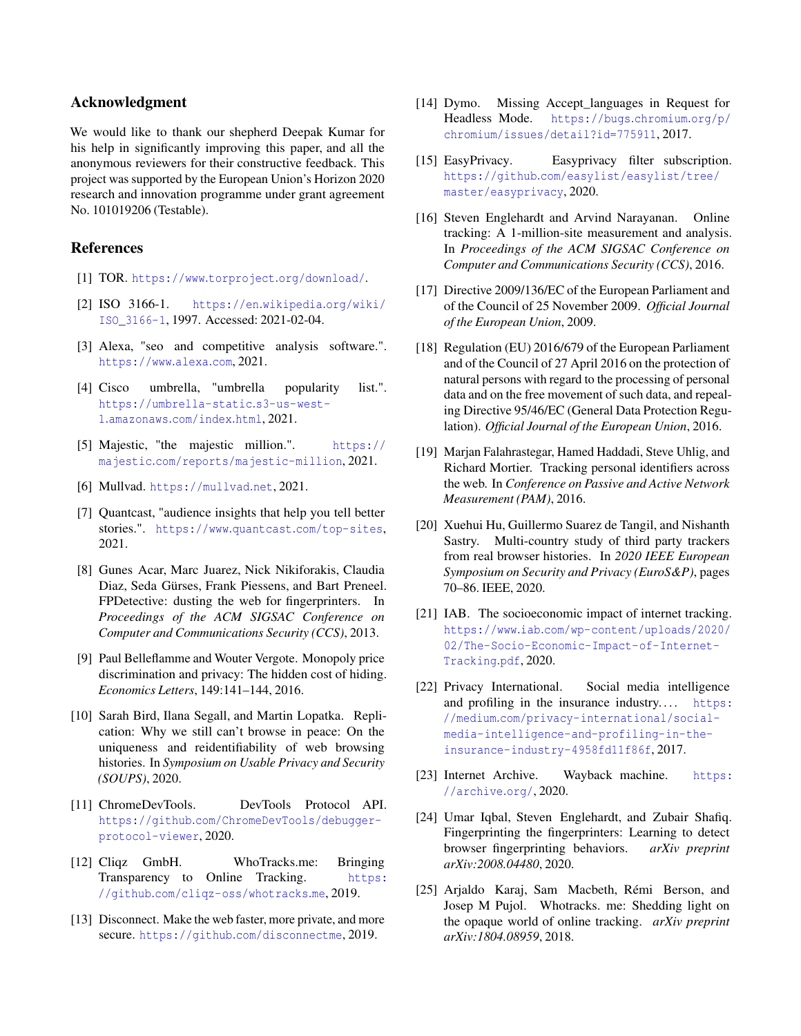## Acknowledgment

We would like to thank our shepherd Deepak Kumar for his help in significantly improving this paper, and all the anonymous reviewers for their constructive feedback. This project was supported by the European Union's Horizon 2020 research and innovation programme under grant agreement No. 101019206 (Testable).

## References

[1] TOR. https://www.torproject.org/download/.

[2] ISO 3166-1. https://en.wikipedia.org/wiki/ISO_3166-1, 1997. Accessed: 2021-02-04.

[3] Alexa, "seo and competitive analysis software.". https://www.alexa.com, 2021.

[4] Cisco umbrella, "umbrella popularity list.". https://umbrella-static.s3-us-west-1.amazonaws.com/index.html, 2021.

[5] Majestic, "the majestic million.". https://majestic.com/reports/majestic-million, 2021.

[6] Mullvad. https://mullvad.net, 2021.

[7] Quantcast, "audience insights that help you tell better stories.". https://www.quantcast.com/top-sites, 2021.

[8] Gunes Acar, Marc Juarez, Nick Nikiforakis, Claudia Diaz, Seda Gürses, Frank Piessens, and Bart Preneel. FPDetective: dusting the web for fingerprinters. In *Proceedings of the ACM SIGSAC Conference on Computer and Communications Security (CCS)*, 2013.

[9] Paul Belleflamme and Wouter Vergote. Monopoly price discrimination and privacy: The hidden cost of hiding. *Economics Letters*, 149:141–144, 2016.

[10] Sarah Bird, Ilana Segall, and Martin Lopatka. Replication: Why we still can't browse in peace: On the uniqueness and reidentifiability of web browsing histories. In *Symposium on Usable Privacy and Security (SOUPS)*, 2020.

[11] ChromeDevTools. DevTools Protocol API. https://github.com/ChromeDevTools/debugger-protocol-viewer, 2020.

[12] Cliqz GmbH. WhoTracks.me: Bringing Transparency to Online Tracking. https://github.com/cliqz-oss/whotracks.me, 2019.

[13] Disconnect. Make the web faster, more private, and more secure. https://github.com/disconnectme, 2019.

[14] Dymo. Missing Accept_languages in Request for Headless Mode. https://bugs.chromium.org/p/chromium/issues/detail?id=775911, 2017.

[15] EasyPrivacy. Easyprivacy filter subscription. https://github.com/easylist/easylist/tree/master/easyprivacy, 2020.

[16] Steven Englehardt and Arvind Narayanan. Online tracking: A 1-million-site measurement and analysis. In *Proceedings of the ACM SIGSAC Conference on Computer and Communications Security (CCS)*, 2016.

[17] Directive 2009/136/EC of the European Parliament and of the Council of 25 November 2009. *Official Journal of the European Union*, 2009.

[18] Regulation (EU) 2016/679 of the European Parliament and of the Council of 27 April 2016 on the protection of natural persons with regard to the processing of personal data and on the free movement of such data, and repealing Directive 95/46/EC (General Data Protection Regulation). *Official Journal of the European Union*, 2016.

[19] Marjan Falahrastegar, Hamed Haddadi, Steve Uhlig, and Richard Mortier. Tracking personal identifiers across the web. In *Conference on Passive and Active Network Measurement (PAM)*, 2016.

[20] Xuehui Hu, Guillermo Suarez de Tangil, and Nishanth Sastry. Multi-country study of third party trackers from real browser histories. In *2020 IEEE European Symposium on Security and Privacy (EuroS&P)*, pages 70–86. IEEE, 2020.

[21] IAB. The socioeconomic impact of internet tracking. https://www.iab.com/wp-content/uploads/2020/02/The-Socio-Economic-Impact-of-Internet-Tracking.pdf, 2020.

[22] Privacy International. Social media intelligence and profiling in the insurance industry.... https://medium.com/privacy-international/social-media-intelligence-and-profiling-in-the-insurance-industry-4958fd11f86f, 2017.

[23] Internet Archive. Wayback machine. https://archive.org/, 2020.

[24] Umar Iqbal, Steven Englehardt, and Zubair Shafiq. Fingerprinting the fingerprinters: Learning to detect browser fingerprinting behaviors. *arXiv preprint arXiv:2008.04480*, 2020.

[25] Arjaldo Karaj, Sam Macbeth, Rémi Berson, and Josep M Pujol. Whotracks. me: Shedding light on the opaque world of online tracking. *arXiv preprint arXiv:1804.08959*, 2018.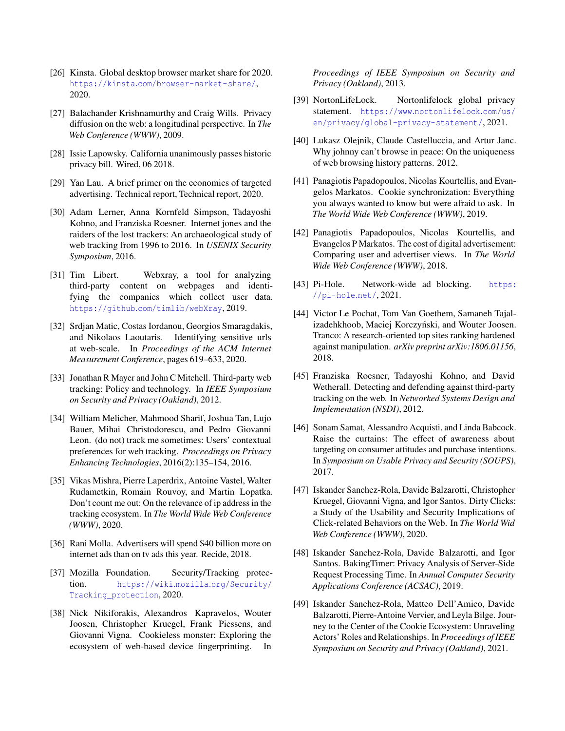- [26] Kinsta. Global desktop browser market share for 2020. https://kinsta.com/browser-market-share/, 2020.
- [27] Balachander Krishnamurthy and Craig Wills. Privacy diffusion on the web: a longitudinal perspective. In *The Web Conference (WWW)*, 2009.
- [28] Issie Lapowsky. California unanimously passes historic privacy bill. Wired, 06 2018.
- [29] Yan Lau. A brief primer on the economics of targeted advertising. Technical report, Technical report, 2020.
- [30] Adam Lerner, Anna Kornfeld Simpson, Tadayoshi Kohno, and Franziska Roesner. Internet jones and the raiders of the lost trackers: An archaeological study of web tracking from 1996 to 2016. In *USENIX Security Symposium*, 2016.
- [31] Tim Libert. Webxray, a tool for analyzing third-party content on webpages and identifying the companies which collect user data. https://github.com/timlib/webXray, 2019.
- [32] Srdjan Matic, Costas Iordanou, Georgios Smaragdakis, and Nikolaos Laoutaris. Identifying sensitive urls at web-scale. In *Proceedings of the ACM Internet Measurement Conference*, pages 619–633, 2020.
- [33] Jonathan R Mayer and John C Mitchell. Third-party web tracking: Policy and technology. In *IEEE Symposium on Security and Privacy (Oakland)*, 2012.
- [34] William Melicher, Mahmood Sharif, Joshua Tan, Lujo Bauer, Mihai Christodorescu, and Pedro Giovanni Leon. (do not) track me sometimes: Users' contextual preferences for web tracking. *Proceedings on Privacy Enhancing Technologies*, 2016(2):135–154, 2016.
- [35] Vikas Mishra, Pierre Laperdrix, Antoine Vastel, Walter Rudametkin, Romain Rouvoy, and Martin Lopatka. Don't count me out: On the relevance of ip address in the tracking ecosystem. In *The World Wide Web Conference (WWW)*, 2020.
- [36] Rani Molla. Advertisers will spend $40 billion more on internet ads than on tv ads this year. Recide, 2018.
- [37] Mozilla Foundation. Security/Tracking protection. https://wiki.mozilla.org/Security/Tracking_protection, 2020.
- [38] Nick Nikiforakis, Alexandros Kapravelos, Wouter Joosen, Christopher Kruegel, Frank Piessens, and Giovanni Vigna. Cookieless monster: Exploring the ecosystem of web-based device fingerprinting. In *Proceedings of IEEE Symposium on Security and Privacy (Oakland)*, 2013.
- [39] NortonLifeLock. Nortonlifelock global privacy statement. https://www.nortonlifelock.com/us/en/privacy/global-privacy-statement/, 2021.
- [40] Lukasz Olejnik, Claude Castelluccia, and Artur Janc. Why johnny can't browse in peace: On the uniqueness of web browsing history patterns. 2012.
- [41] Panagiotis Papadopoulos, Nicolas Kourtellis, and Evangelos Markatos. Cookie synchronization: Everything you always wanted to know but were afraid to ask. In *The World Wide Web Conference (WWW)*, 2019.
- [42] Panagiotis Papadopoulos, Nicolas Kourtellis, and Evangelos P Markatos. The cost of digital advertisement: Comparing user and advertiser views. In *The World Wide Web Conference (WWW)*, 2018.
- [43] Pi-Hole. Network-wide ad blocking. https://pi-hole.net/, 2021.
- [44] Victor Le Pochat, Tom Van Goethem, Samaneh Tajalizadehkhoob, Maciej Korczyński, and Wouter Joosen. Tranco: A research-oriented top sites ranking hardened against manipulation. *arXiv preprint arXiv:1806.01156*, 2018.
- [45] Franziska Roesner, Tadayoshi Kohno, and David Wetherall. Detecting and defending against third-party tracking on the web. In *Networked Systems Design and Implementation (NSDI)*, 2012.
- [46] Sonam Samat, Alessandro Acquisti, and Linda Babcock. Raise the curtains: The effect of awareness about targeting on consumer attitudes and purchase intentions. In *Symposium on Usable Privacy and Security (SOUPS)*, 2017.
- [47] Iskander Sanchez-Rola, Davide Balzarotti, Christopher Kruegel, Giovanni Vigna, and Igor Santos. Dirty Clicks: a Study of the Usability and Security Implications of Click-related Behaviors on the Web. In *The World Wid Web Conference (WWW)*, 2020.
- [48] Iskander Sanchez-Rola, Davide Balzarotti, and Igor Santos. BakingTimer: Privacy Analysis of Server-Side Request Processing Time. In *Annual Computer Security Applications Conference (ACSAC)*, 2019.
- [49] Iskander Sanchez-Rola, Matteo Dell'Amico, Davide Balzarotti, Pierre-Antoine Vervier, and Leyla Bilge. Journey to the Center of the Cookie Ecosystem: Unraveling Actors' Roles and Relationships. In *Proceedings of IEEE Symposium on Security and Privacy (Oakland)*, 2021.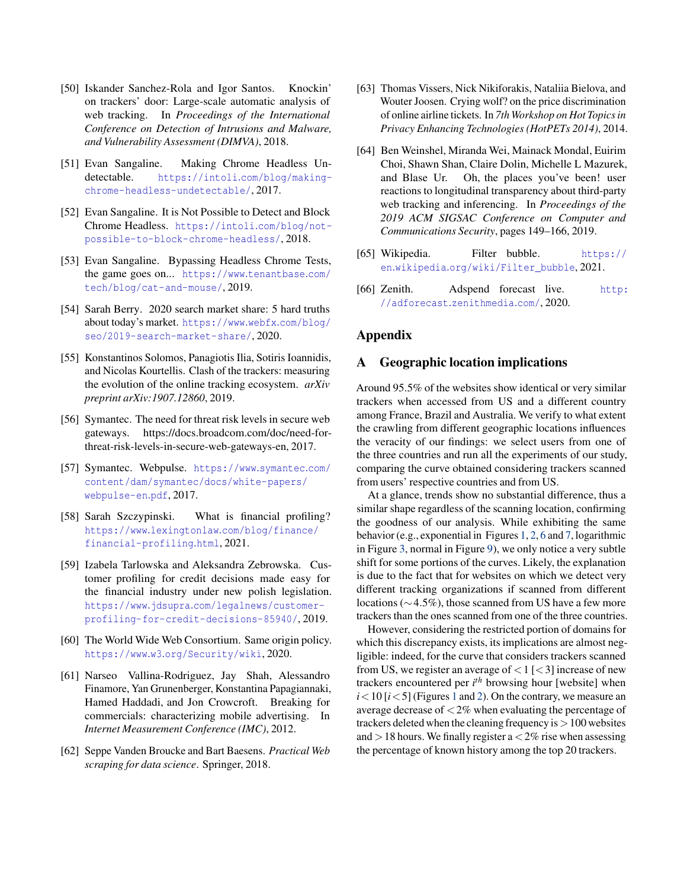[50] Iskander Sanchez-Rola and Igor Santos. Knockin' on trackers' door: Large-scale automatic analysis of web tracking. In *Proceedings of the International Conference on Detection of Intrusions and Malware, and Vulnerability Assessment (DIMVA)*, 2018.

[51] Evan Sangaline. Making Chrome Headless Undetectable. https://intoli.com/blog/making-chrome-headless-undetectable/, 2017.

[52] Evan Sangaline. It is Not Possible to Detect and Block Chrome Headless. https://intoli.com/blog/not-possible-to-block-chrome-headless/, 2018.

[53] Evan Sangaline. Bypassing Headless Chrome Tests, the game goes on... https://www.tenantbase.com/tech/blog/cat-and-mouse/, 2019.

[54] Sarah Berry. 2020 search market share: 5 hard truths about today's market. https://www.webfx.com/blog/seo/2019-search-market-share/, 2020.

[55] Konstantinos Solomos, Panagiotis Ilia, Sotiris Ioannidis, and Nicolas Kourtellis. Clash of the trackers: measuring the evolution of the online tracking ecosystem. *arXiv preprint arXiv:1907.12860*, 2019.

[56] Symantec. The need for threat risk levels in secure web gateways. https://docs.broadcom.com/doc/need-for-threat-risk-levels-in-secure-web-gateways-en, 2017.

[57] Symantec. Webpulse. https://www.symantec.com/content/dam/symantec/docs/white-papers/webpulse-en.pdf, 2017.

[58] Sarah Szczypinski. What is financial profiling? https://www.lexingtonlaw.com/blog/finance/financial-profiling.html, 2021.

[59] Izabela Tarlowska and Aleksandra Zebrowska. Customer profiling for credit decisions made easy for the financial industry under new polish legislation. https://www.jdsupra.com/legalnews/customer-profiling-for-credit-decisions-85940/, 2019.

[60] The World Wide Web Consortium. Same origin policy. https://www.w3.org/Security/wiki, 2020.

[61] Narseo Vallina-Rodriguez, Jay Shah, Alessandro Finamore, Yan Grunenberger, Konstantina Papagiannaki, Hamed Haddadi, and Jon Crowcroft. Breaking for commercials: characterizing mobile advertising. In *Internet Measurement Conference (IMC)*, 2012.

[62] Seppe Vanden Broucke and Bart Baesens. *Practical Web scraping for data science*. Springer, 2018.

[63] Thomas Vissers, Nick Nikiforakis, Nataliia Bielova, and Wouter Joosen. Crying wolf? on the price discrimination of online airline tickets. In *7th Workshop on Hot Topics in Privacy Enhancing Technologies (HotPETs 2014)*, 2014.

[64] Ben Weinshel, Miranda Wei, Mainack Mondal, Euirim Choi, Shawn Shan, Claire Dolin, Michelle L Mazurek, and Blase Ur. Oh, the places you've been! user reactions to longitudinal transparency about third-party web tracking and inferencing. In *Proceedings of the 2019 ACM SIGSAC Conference on Computer and Communications Security*, pages 149–166, 2019.

[65] Wikipedia. Filter bubble. https://en.wikipedia.org/wiki/Filter_bubble, 2021.

[66] Zenith. Adspend forecast live. http://adforecast.zenithmedia.com/, 2020.

# Appendix

## A Geographic location implications

Around 95.5% of the websites show identical or very similar trackers when accessed from US and a different country among France, Brazil and Australia. We verify to what extent the crawling from different geographic locations influences the veracity of our findings: we select users from one of the three countries and run all the experiments of our study, comparing the curve obtained considering trackers scanned from users' respective countries and from US.

At a glance, trends show no substantial difference, thus a similar shape regardless of the scanning location, confirming the goodness of our analysis. While exhibiting the same behavior (e.g., exponential in Figures 1, 2, 6 and 7, logarithmic in Figure 3, normal in Figure 9), we only notice a very subtle shift for some portions of the curves. Likely, the explanation is due to the fact that for websites on which we detect very different tracking organizations if scanned from different locations ($\sim$4.5%), those scanned from US have a few more trackers than the ones scanned from one of the three countries.

However, considering the restricted portion of domains for which this discrepancy exists, its implications are almost negligible: indeed, for the curve that considers trackers scanned from US, we register an average of $<1$ [$<3$] increase of new trackers encountered per $i^{th}$ browsing hour [website] when $i < 10$ [$i < 5$] (Figures 1 and 2). On the contrary, we measure an average decrease of $<2\%$ when evaluating the percentage of trackers deleted when the cleaning frequency is $>100$ websites and $>18$ hours. We finally register a $<2\%$ rise when assessing the percentage of known history among the top 20 trackers.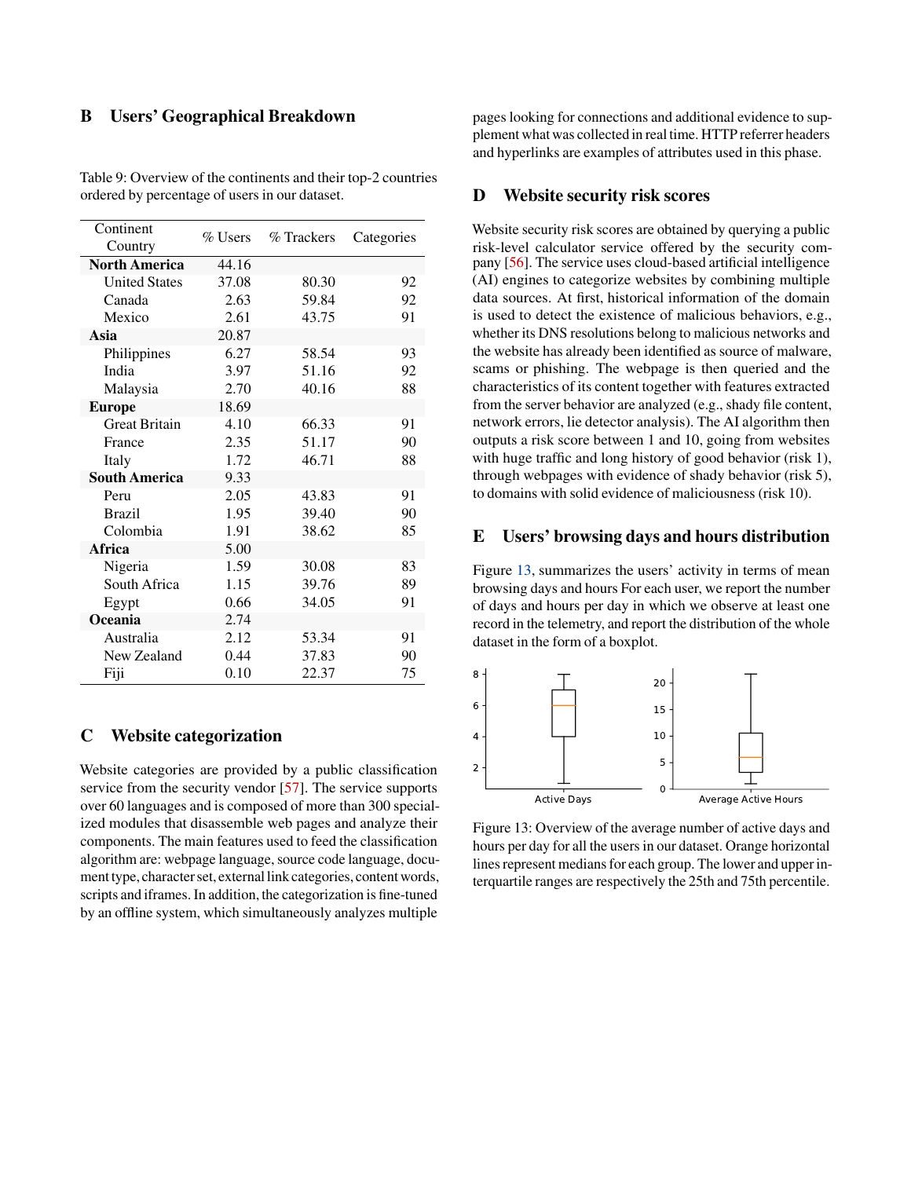## B Users' Geographical Breakdown

Table 9: Overview of the continents and their top-2 countries ordered by percentage of users in our dataset.

| Continent<br>Country | % Users | % Trackers | Categories |
|---|---|---|---|
| **North America** | 44.16 | | |
| United States | 37.08 | 80.30 | 92 |
| Canada | 2.63 | 59.84 | 92 |
| Mexico | 2.61 | 43.75 | 91 |
| **Asia** | 20.87 | | |
| Philippines | 6.27 | 58.54 | 93 |
| India | 3.97 | 51.16 | 92 |
| Malaysia | 2.70 | 40.16 | 88 |
| **Europe** | 18.69 | | |
| Great Britain | 4.10 | 66.33 | 91 |
| France | 2.35 | 51.17 | 90 |
| Italy | 1.72 | 46.71 | 88 |
| **South America** | 9.33 | | |
| Peru | 2.05 | 43.83 | 91 |
| Brazil | 1.95 | 39.40 | 90 |
| Colombia | 1.91 | 38.62 | 85 |
| **Africa** | 5.00 | | |
| Nigeria | 1.59 | 30.08 | 83 |
| South Africa | 1.15 | 39.76 | 89 |
| Egypt | 0.66 | 34.05 | 91 |
| **Oceania** | 2.74 | | |
| Australia | 2.12 | 53.34 | 91 |
| New Zealand | 0.44 | 37.83 | 90 |
| Fiji | 0.10 | 22.37 | 75 |

## C Website categorization

Website categories are provided by a public classification service from the security vendor [57]. The service supports over 60 languages and is composed of more than 300 specialized modules that disassemble web pages and analyze their components. The main features used to feed the classification algorithm are: webpage language, source code language, document type, character set, external link categories, content words, scripts and iframes. In addition, the categorization is fine-tuned by an offline system, which simultaneously analyzes multiple pages looking for connections and additional evidence to supplement what was collected in real time. HTTP referrer headers and hyperlinks are examples of attributes used in this phase.

## D Website security risk scores

Website security risk scores are obtained by querying a public risk-level calculator service offered by the security company [56]. The service uses cloud-based artificial intelligence (AI) engines to categorize websites by combining multiple data sources. At first, historical information of the domain is used to detect the existence of malicious behaviors, e.g., whether its DNS resolutions belong to malicious networks and the website has already been identified as source of malware, scams or phishing. The webpage is then queried and the characteristics of its content together with features extracted from the server behavior are analyzed (e.g., shady file content, network errors, lie detector analysis). The AI algorithm then outputs a risk score between 1 and 10, going from websites with huge traffic and long history of good behavior (risk 1), through webpages with evidence of shady behavior (risk 5), to domains with solid evidence of maliciousness (risk 10).

## E Users' browsing days and hours distribution

Figure 13, summarizes the users' activity in terms of mean browsing days and hours For each user, we report the number of days and hours per day in which we observe at least one record in the telemetry, and report the distribution of the whole dataset in the form of a boxplot.

8
6
4
2
Active Days

20
15
10
5
0
Average Active Hours

Figure 13: Overview of the average number of active days and hours per day for all the users in our dataset. Orange horizontal lines represent medians for each group. The lower and upper interquartile ranges are respectively the 25th and 75th percentile.